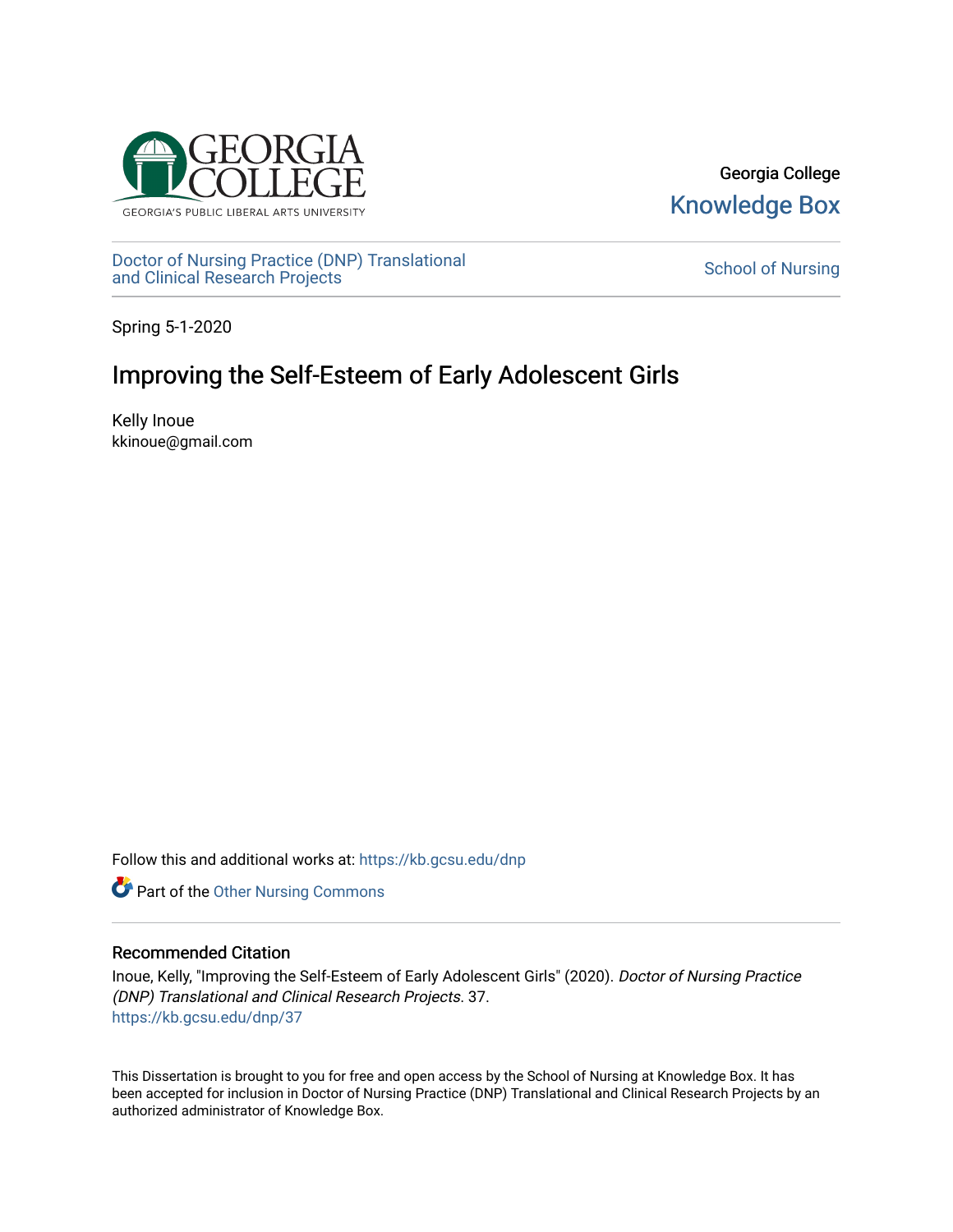Georgia College

Knowledge Box

Doctor of Nursing Practice (DNP) Translational and Clinical Research Projects

School of Nursing

Spring 5-1-2020

# Improving the Self-Esteem of Early Adolescent Girls

Kelly Inoue
kkinoue@gmail.com

Follow this and additional works at: https://kb.gcsu.edu/dnp

Part of the Other Nursing Commons

## Recommended Citation

Inoue, Kelly, "Improving the Self-Esteem of Early Adolescent Girls" (2020). *Doctor of Nursing Practice (DNP) Translational and Clinical Research Projects*. 37.
https://kb.gcsu.edu/dnp/37

This Dissertation is brought to you for free and open access by the School of Nursing at Knowledge Box. It has been accepted for inclusion in Doctor of Nursing Practice (DNP) Translational and Clinical Research Projects by an authorized administrator of Knowledge Box.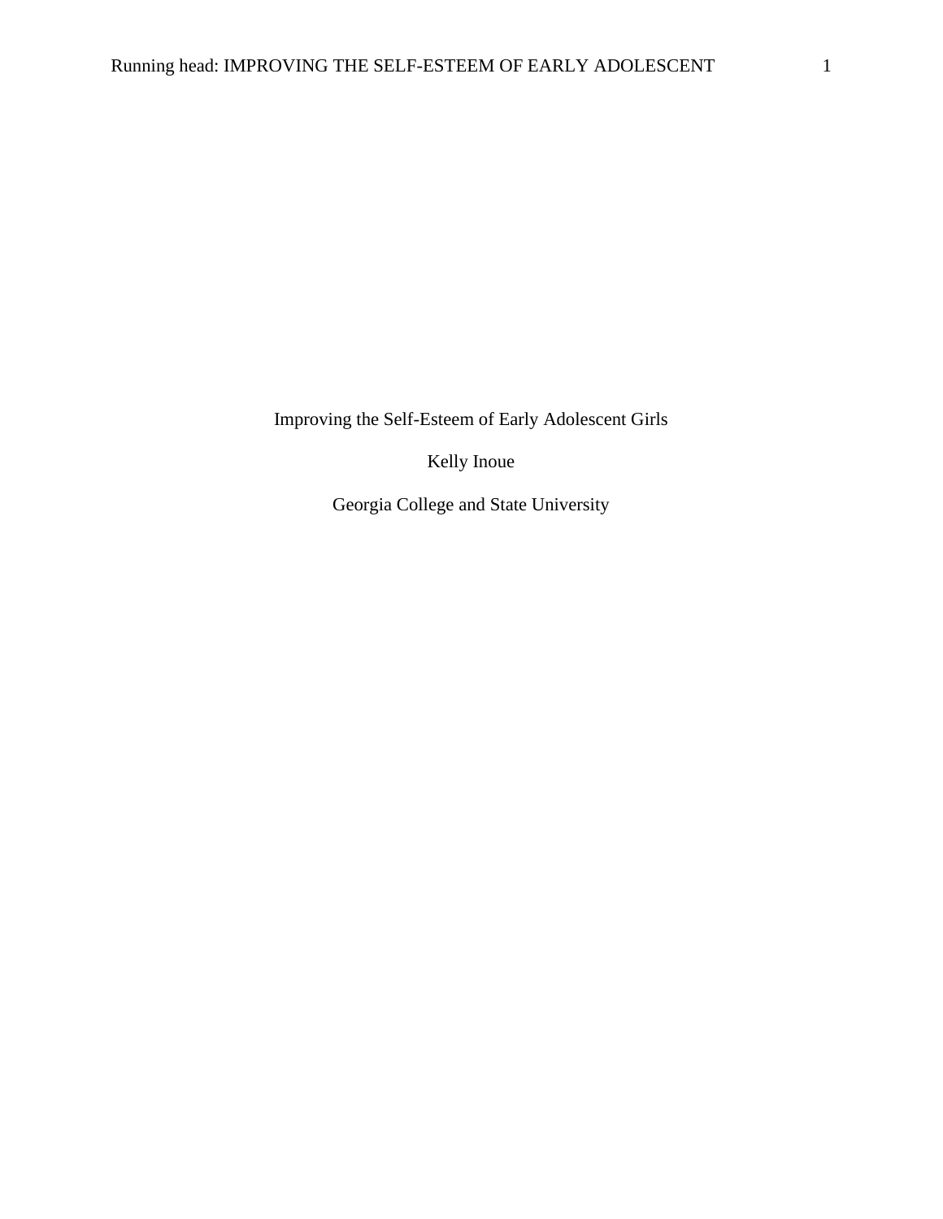Improving the Self-Esteem of Early Adolescent Girls

Kelly Inoue

Georgia College and State University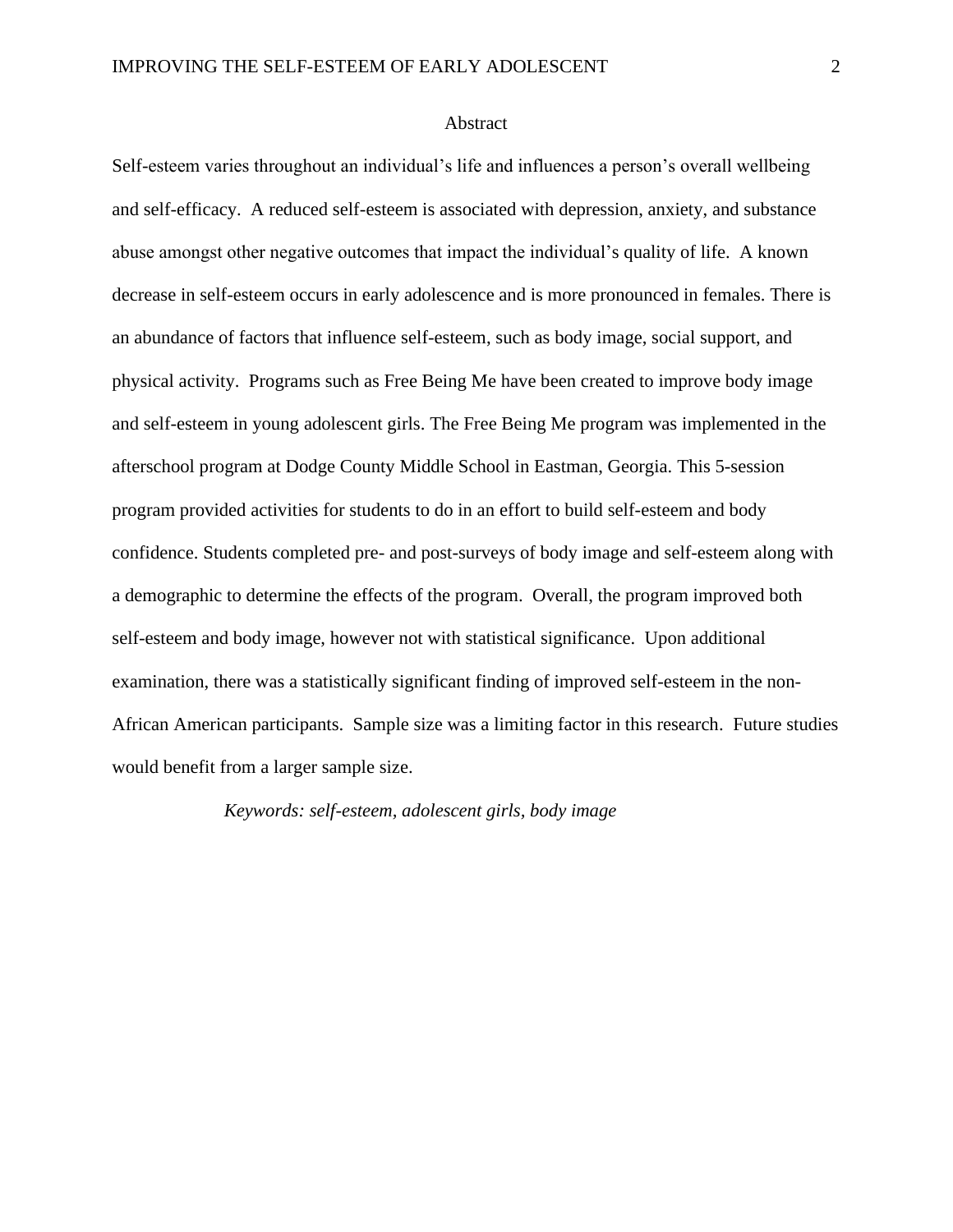# Abstract

Self-esteem varies throughout an individual's life and influences a person's overall wellbeing and self-efficacy. A reduced self-esteem is associated with depression, anxiety, and substance abuse amongst other negative outcomes that impact the individual's quality of life. A known decrease in self-esteem occurs in early adolescence and is more pronounced in females. There is an abundance of factors that influence self-esteem, such as body image, social support, and physical activity. Programs such as Free Being Me have been created to improve body image and self-esteem in young adolescent girls. The Free Being Me program was implemented in the afterschool program at Dodge County Middle School in Eastman, Georgia. This 5-session program provided activities for students to do in an effort to build self-esteem and body confidence. Students completed pre- and post-surveys of body image and self-esteem along with a demographic to determine the effects of the program. Overall, the program improved both self-esteem and body image, however not with statistical significance. Upon additional examination, there was a statistically significant finding of improved self-esteem in the non-African American participants. Sample size was a limiting factor in this research. Future studies would benefit from a larger sample size.

*Keywords: self-esteem, adolescent girls, body image*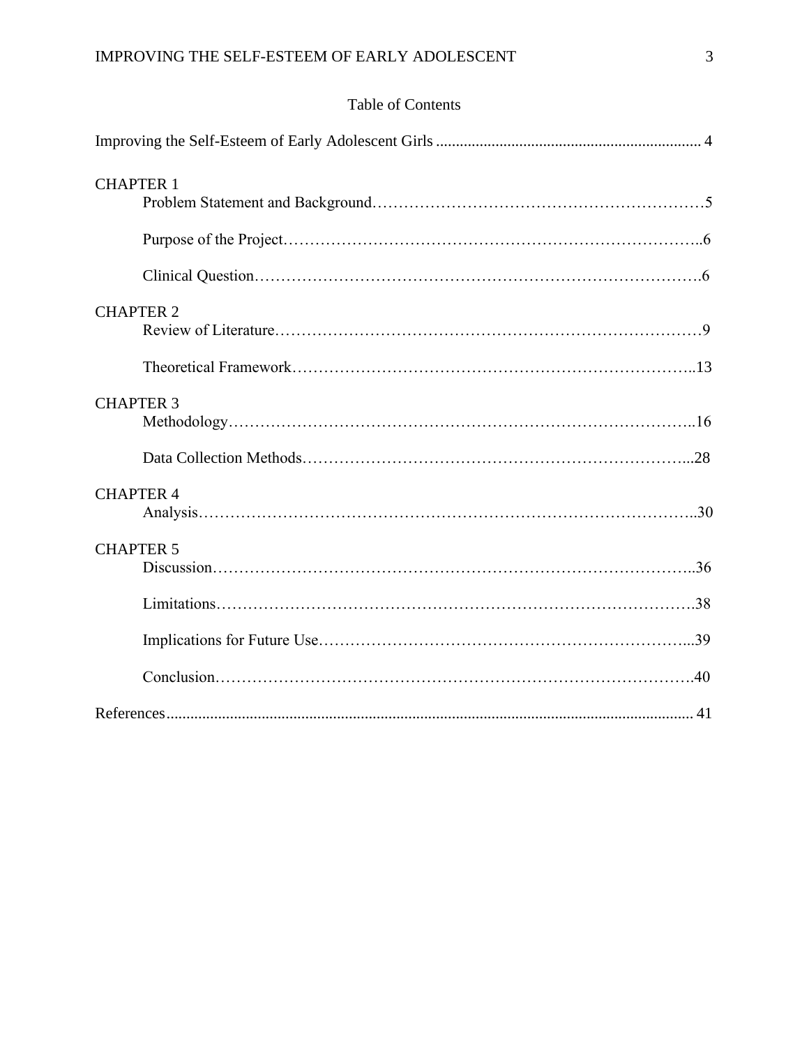Table of Contents

Improving the Self-Esteem of Early Adolescent Girls .................................................................. 4

CHAPTER 1

Problem Statement and Background……………………………………………………5

Purpose of the Project……………………………………………………………………..6

Clinical Question……………………………………………………………………….6

CHAPTER 2

Review of Literature………………………………………………………………………9

Theoretical Framework…………………………………………………………………..13

CHAPTER 3

Methodology……………………………………………………………………………..16

Data Collection Methods……………………………………………………………….…28

CHAPTER 4

Analysis…………………………………………………………………………………..30

CHAPTER 5

Discussion………………………………………………………………………………..36

Limitations……………………………………………………………………………….38

Implications for Future Use……………………………………………………………....39

Conclusion……………………………………………………………………………….40

References.................................................................................................................................. 41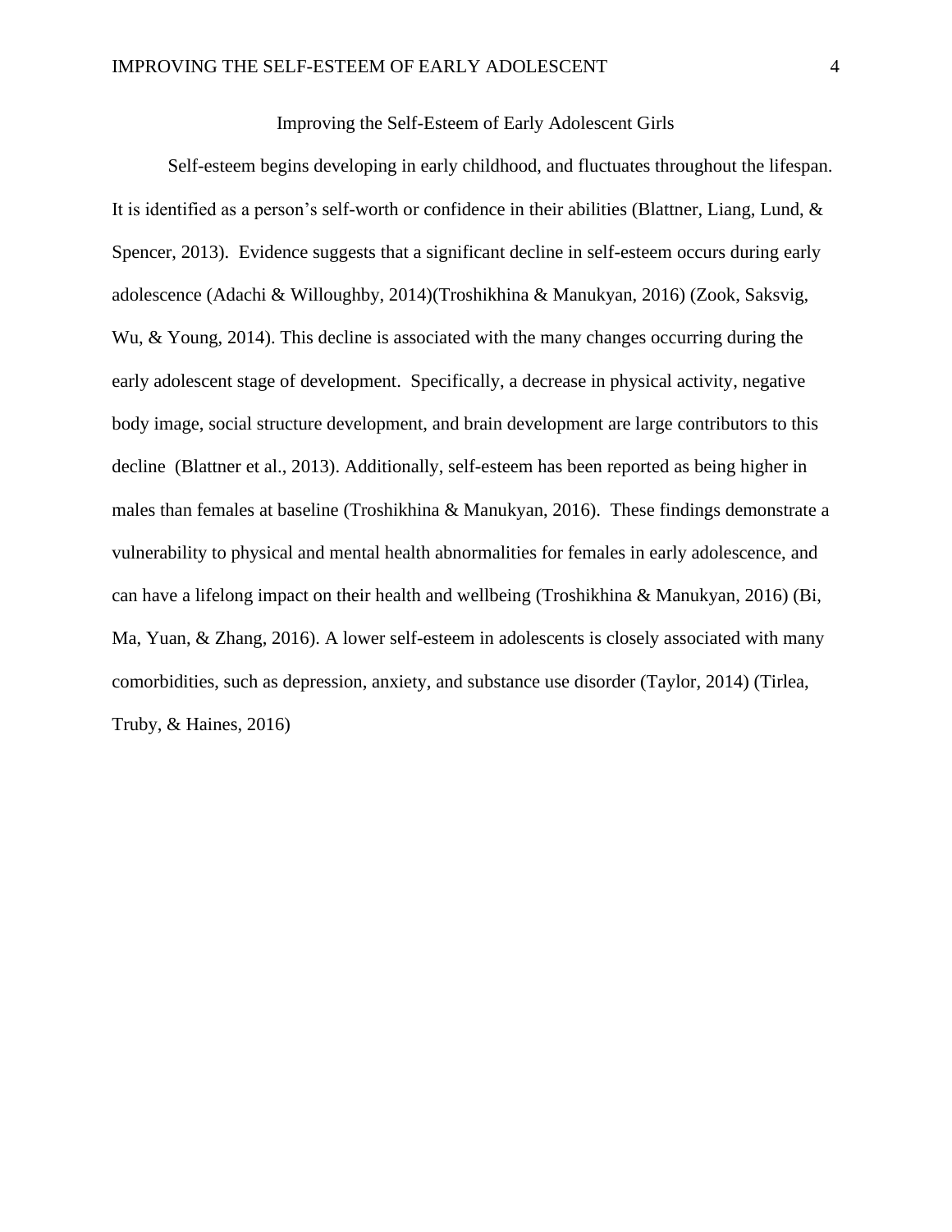# Improving the Self-Esteem of Early Adolescent Girls

Self-esteem begins developing in early childhood, and fluctuates throughout the lifespan. It is identified as a person's self-worth or confidence in their abilities (Blattner, Liang, Lund, & Spencer, 2013). Evidence suggests that a significant decline in self-esteem occurs during early adolescence (Adachi & Willoughby, 2014)(Troshikhina & Manukyan, 2016) (Zook, Saksvig, Wu, & Young, 2014). This decline is associated with the many changes occurring during the early adolescent stage of development. Specifically, a decrease in physical activity, negative body image, social structure development, and brain development are large contributors to this decline (Blattner et al., 2013). Additionally, self-esteem has been reported as being higher in males than females at baseline (Troshikhina & Manukyan, 2016). These findings demonstrate a vulnerability to physical and mental health abnormalities for females in early adolescence, and can have a lifelong impact on their health and wellbeing (Troshikhina & Manukyan, 2016) (Bi, Ma, Yuan, & Zhang, 2016). A lower self-esteem in adolescents is closely associated with many comorbidities, such as depression, anxiety, and substance use disorder (Taylor, 2014) (Tirlea, Truby, & Haines, 2016)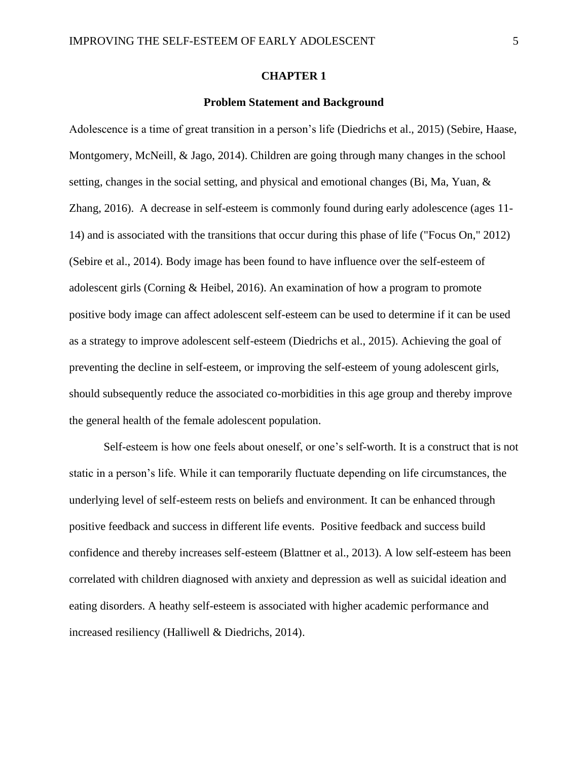# CHAPTER 1

## Problem Statement and Background

Adolescence is a time of great transition in a person's life (Diedrichs et al., 2015) (Sebire, Haase, Montgomery, McNeill, & Jago, 2014). Children are going through many changes in the school setting, changes in the social setting, and physical and emotional changes (Bi, Ma, Yuan, & Zhang, 2016). A decrease in self-esteem is commonly found during early adolescence (ages 11-14) and is associated with the transitions that occur during this phase of life ("Focus On," 2012) (Sebire et al., 2014). Body image has been found to have influence over the self-esteem of adolescent girls (Corning & Heibel, 2016). An examination of how a program to promote positive body image can affect adolescent self-esteem can be used to determine if it can be used as a strategy to improve adolescent self-esteem (Diedrichs et al., 2015). Achieving the goal of preventing the decline in self-esteem, or improving the self-esteem of young adolescent girls, should subsequently reduce the associated co-morbidities in this age group and thereby improve the general health of the female adolescent population.

Self-esteem is how one feels about oneself, or one's self-worth. It is a construct that is not static in a person's life. While it can temporarily fluctuate depending on life circumstances, the underlying level of self-esteem rests on beliefs and environment. It can be enhanced through positive feedback and success in different life events. Positive feedback and success build confidence and thereby increases self-esteem (Blattner et al., 2013). A low self-esteem has been correlated with children diagnosed with anxiety and depression as well as suicidal ideation and eating disorders. A heathy self-esteem is associated with higher academic performance and increased resiliency (Halliwell & Diedrichs, 2014).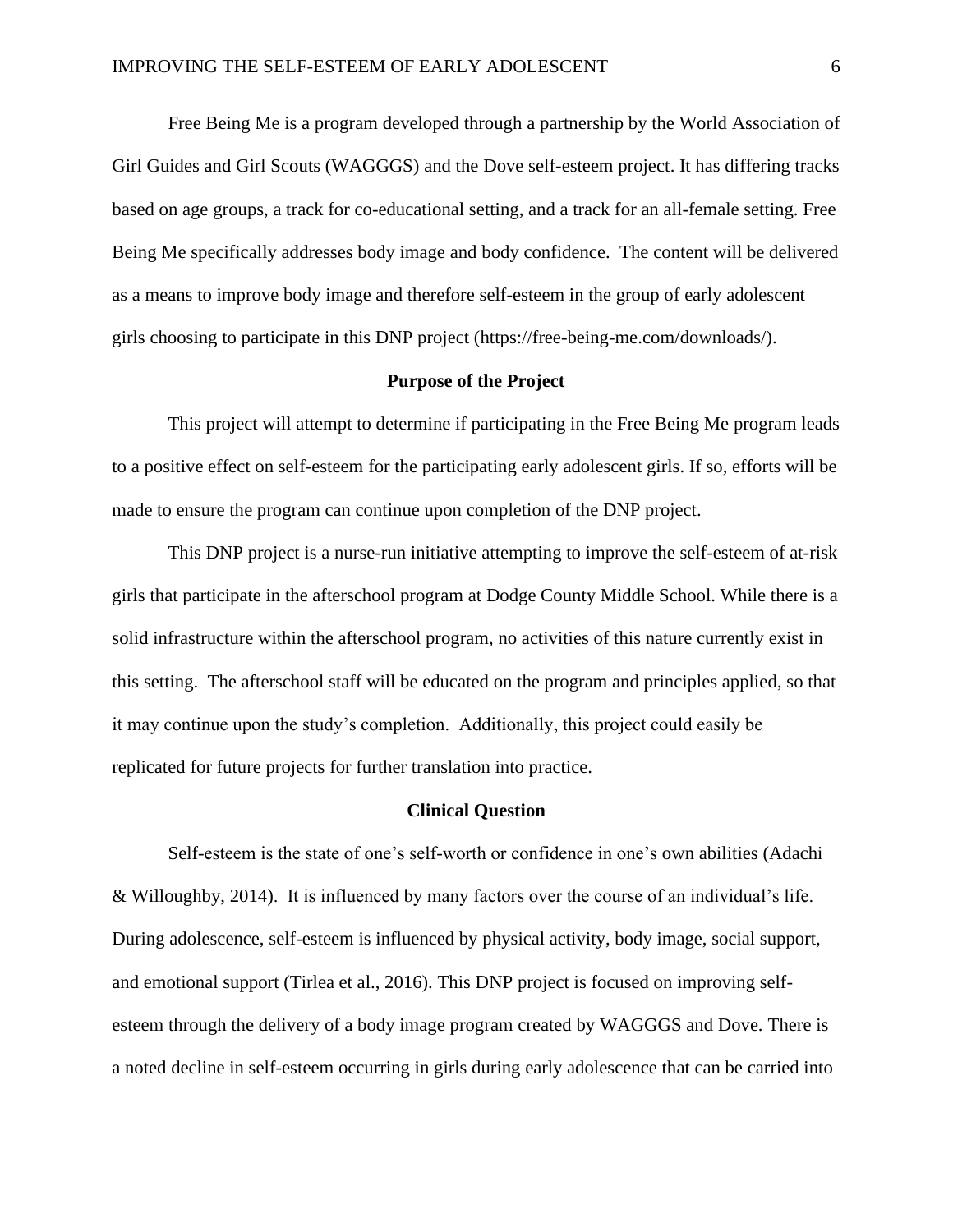Free Being Me is a program developed through a partnership by the World Association of Girl Guides and Girl Scouts (WAGGGS) and the Dove self-esteem project. It has differing tracks based on age groups, a track for co-educational setting, and a track for an all-female setting. Free Being Me specifically addresses body image and body confidence. The content will be delivered as a means to improve body image and therefore self-esteem in the group of early adolescent girls choosing to participate in this DNP project (https://free-being-me.com/downloads/).

## Purpose of the Project

This project will attempt to determine if participating in the Free Being Me program leads to a positive effect on self-esteem for the participating early adolescent girls. If so, efforts will be made to ensure the program can continue upon completion of the DNP project.

This DNP project is a nurse-run initiative attempting to improve the self-esteem of at-risk girls that participate in the afterschool program at Dodge County Middle School. While there is a solid infrastructure within the afterschool program, no activities of this nature currently exist in this setting. The afterschool staff will be educated on the program and principles applied, so that it may continue upon the study's completion. Additionally, this project could easily be replicated for future projects for further translation into practice.

## Clinical Question

Self-esteem is the state of one's self-worth or confidence in one's own abilities (Adachi & Willoughby, 2014). It is influenced by many factors over the course of an individual's life. During adolescence, self-esteem is influenced by physical activity, body image, social support, and emotional support (Tirlea et al., 2016). This DNP project is focused on improving self-esteem through the delivery of a body image program created by WAGGGS and Dove. There is a noted decline in self-esteem occurring in girls during early adolescence that can be carried into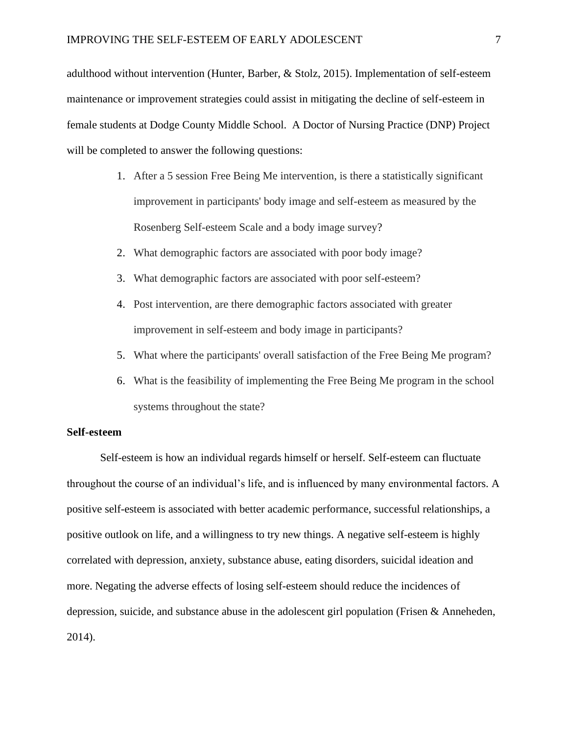adulthood without intervention (Hunter, Barber, & Stolz, 2015). Implementation of self-esteem maintenance or improvement strategies could assist in mitigating the decline of self-esteem in female students at Dodge County Middle School. A Doctor of Nursing Practice (DNP) Project will be completed to answer the following questions:

1. After a 5 session Free Being Me intervention, is there a statistically significant improvement in participants' body image and self-esteem as measured by the Rosenberg Self-esteem Scale and a body image survey?
2. What demographic factors are associated with poor body image?
3. What demographic factors are associated with poor self-esteem?
4. Post intervention, are there demographic factors associated with greater improvement in self-esteem and body image in participants?
5. What where the participants' overall satisfaction of the Free Being Me program?
6. What is the feasibility of implementing the Free Being Me program in the school systems throughout the state?

**Self-esteem**

Self-esteem is how an individual regards himself or herself. Self-esteem can fluctuate throughout the course of an individual's life, and is influenced by many environmental factors. A positive self-esteem is associated with better academic performance, successful relationships, a positive outlook on life, and a willingness to try new things. A negative self-esteem is highly correlated with depression, anxiety, substance abuse, eating disorders, suicidal ideation and more. Negating the adverse effects of losing self-esteem should reduce the incidences of depression, suicide, and substance abuse in the adolescent girl population (Frisen & Anneheden, 2014).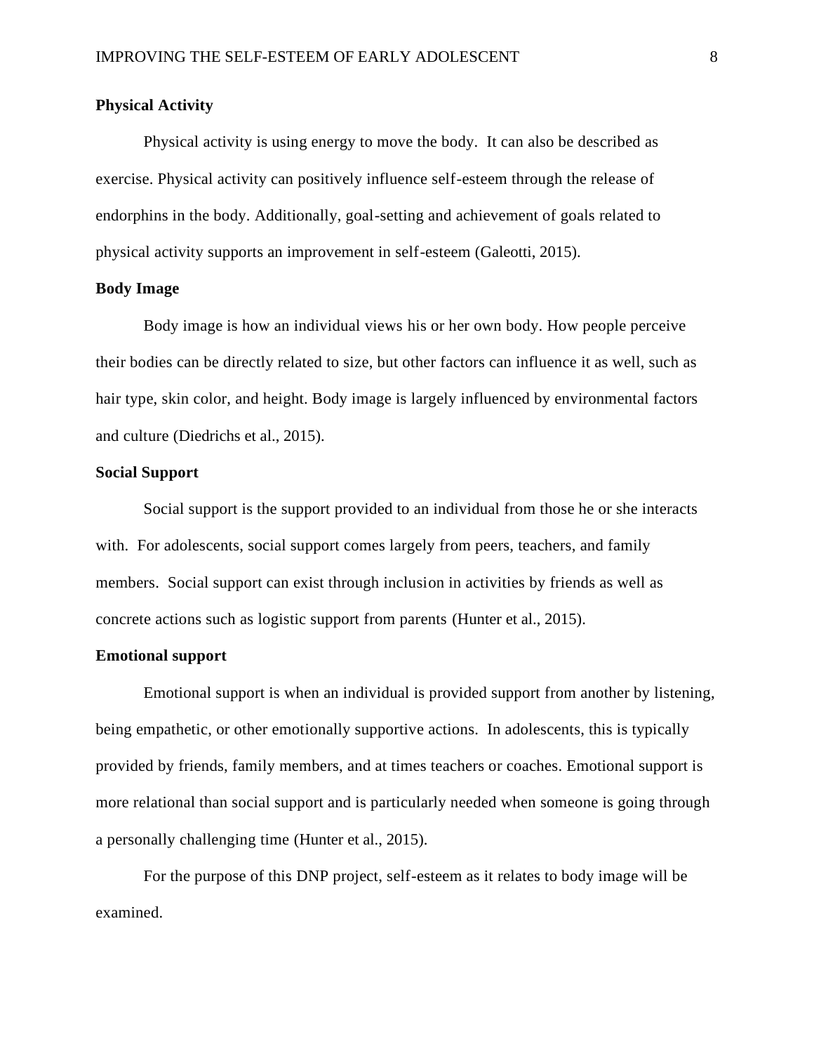**Physical Activity**

Physical activity is using energy to move the body. It can also be described as exercise. Physical activity can positively influence self-esteem through the release of endorphins in the body. Additionally, goal-setting and achievement of goals related to physical activity supports an improvement in self-esteem (Galeotti, 2015).

**Body Image**

Body image is how an individual views his or her own body. How people perceive their bodies can be directly related to size, but other factors can influence it as well, such as hair type, skin color, and height. Body image is largely influenced by environmental factors and culture (Diedrichs et al., 2015).

**Social Support**

Social support is the support provided to an individual from those he or she interacts with. For adolescents, social support comes largely from peers, teachers, and family members. Social support can exist through inclusion in activities by friends as well as concrete actions such as logistic support from parents (Hunter et al., 2015).

**Emotional support**

Emotional support is when an individual is provided support from another by listening, being empathetic, or other emotionally supportive actions. In adolescents, this is typically provided by friends, family members, and at times teachers or coaches. Emotional support is more relational than social support and is particularly needed when someone is going through a personally challenging time (Hunter et al., 2015).

For the purpose of this DNP project, self-esteem as it relates to body image will be examined.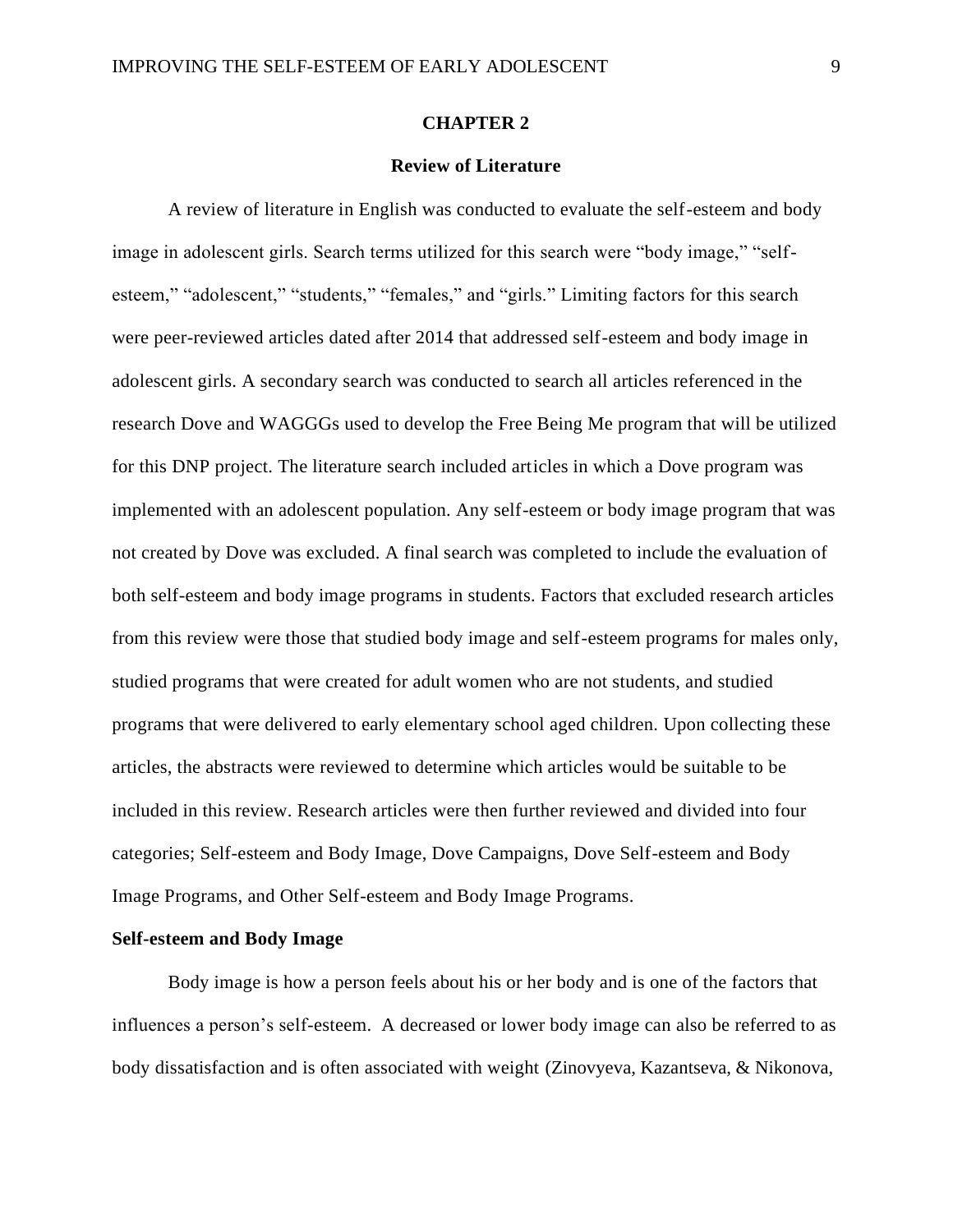# CHAPTER 2

## Review of Literature

A review of literature in English was conducted to evaluate the self-esteem and body image in adolescent girls. Search terms utilized for this search were "body image," "self-esteem," "adolescent," "students," "females," and "girls." Limiting factors for this search were peer-reviewed articles dated after 2014 that addressed self-esteem and body image in adolescent girls. A secondary search was conducted to search all articles referenced in the research Dove and WAGGGs used to develop the Free Being Me program that will be utilized for this DNP project. The literature search included articles in which a Dove program was implemented with an adolescent population. Any self-esteem or body image program that was not created by Dove was excluded. A final search was completed to include the evaluation of both self-esteem and body image programs in students. Factors that excluded research articles from this review were those that studied body image and self-esteem programs for males only, studied programs that were created for adult women who are not students, and studied programs that were delivered to early elementary school aged children. Upon collecting these articles, the abstracts were reviewed to determine which articles would be suitable to be included in this review. Research articles were then further reviewed and divided into four categories; Self-esteem and Body Image, Dove Campaigns, Dove Self-esteem and Body Image Programs, and Other Self-esteem and Body Image Programs.

### Self-esteem and Body Image

Body image is how a person feels about his or her body and is one of the factors that influences a person's self-esteem. A decreased or lower body image can also be referred to as body dissatisfaction and is often associated with weight (Zinovyeva, Kazantseva, & Nikonova,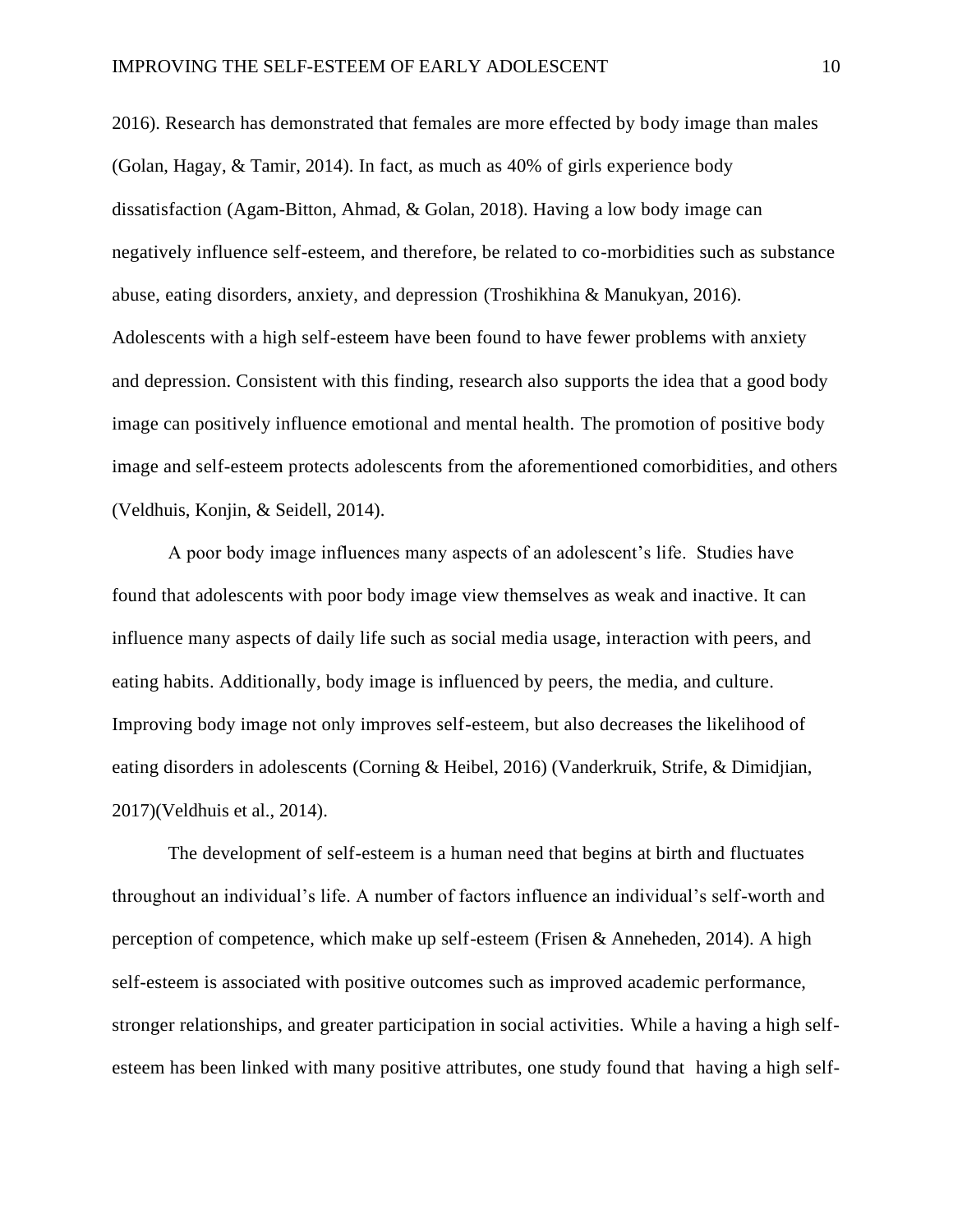2016). Research has demonstrated that females are more effected by body image than males (Golan, Hagay, & Tamir, 2014). In fact, as much as 40% of girls experience body dissatisfaction (Agam-Bitton, Ahmad, & Golan, 2018). Having a low body image can negatively influence self-esteem, and therefore, be related to co-morbidities such as substance abuse, eating disorders, anxiety, and depression (Troshikhina & Manukyan, 2016). Adolescents with a high self-esteem have been found to have fewer problems with anxiety and depression. Consistent with this finding, research also supports the idea that a good body image can positively influence emotional and mental health. The promotion of positive body image and self-esteem protects adolescents from the aforementioned comorbidities, and others (Veldhuis, Konjin, & Seidell, 2014).

A poor body image influences many aspects of an adolescent's life. Studies have found that adolescents with poor body image view themselves as weak and inactive. It can influence many aspects of daily life such as social media usage, interaction with peers, and eating habits. Additionally, body image is influenced by peers, the media, and culture. Improving body image not only improves self-esteem, but also decreases the likelihood of eating disorders in adolescents (Corning & Heibel, 2016) (Vanderkruik, Strife, & Dimidjian, 2017)(Veldhuis et al., 2014).

The development of self-esteem is a human need that begins at birth and fluctuates throughout an individual's life. A number of factors influence an individual's self-worth and perception of competence, which make up self-esteem (Frisen & Anneheden, 2014). A high self-esteem is associated with positive outcomes such as improved academic performance, stronger relationships, and greater participation in social activities. While a having a high self-esteem has been linked with many positive attributes, one study found that having a high self-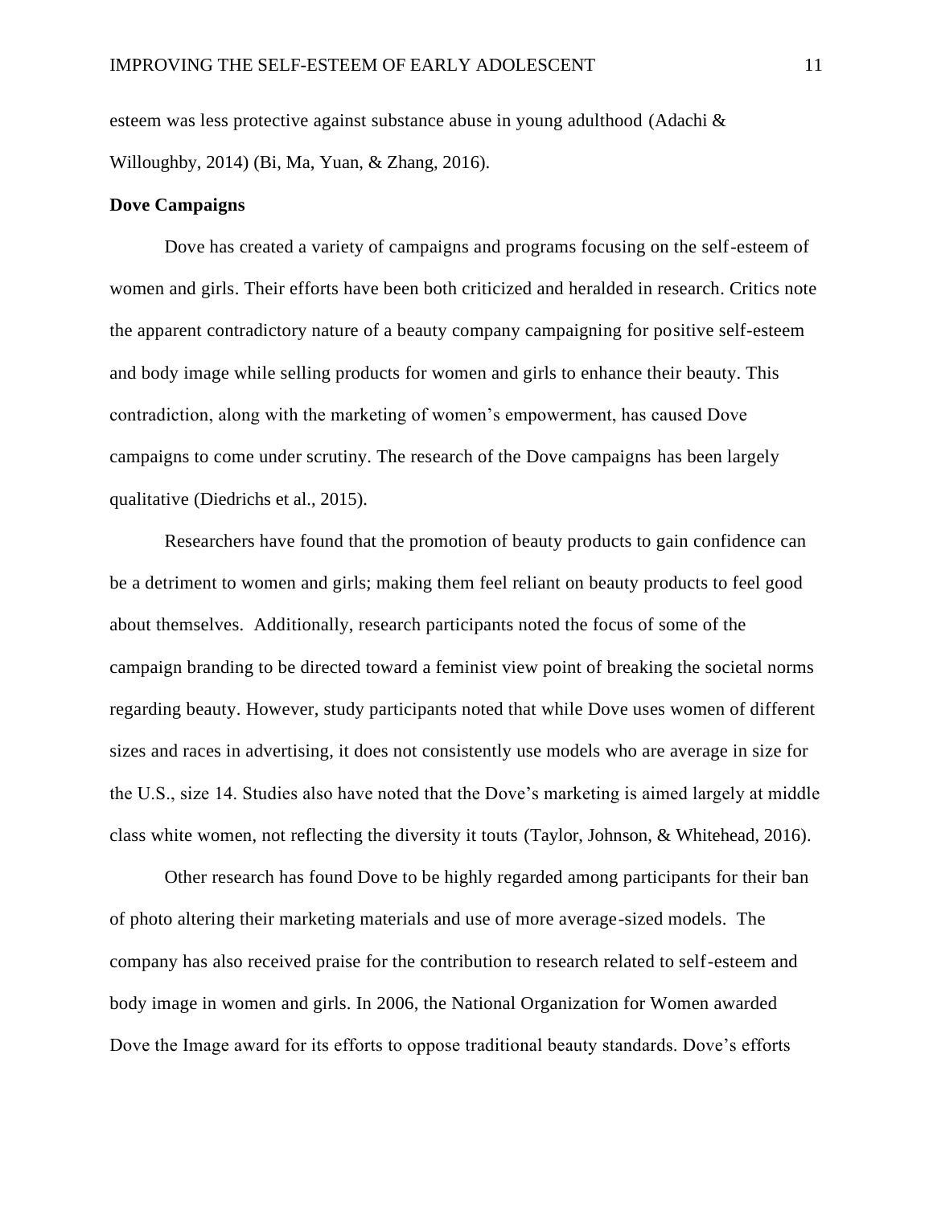esteem was less protective against substance abuse in young adulthood (Adachi & Willoughby, 2014) (Bi, Ma, Yuan, & Zhang, 2016).

**Dove Campaigns**

Dove has created a variety of campaigns and programs focusing on the self-esteem of women and girls. Their efforts have been both criticized and heralded in research. Critics note the apparent contradictory nature of a beauty company campaigning for positive self-esteem and body image while selling products for women and girls to enhance their beauty. This contradiction, along with the marketing of women's empowerment, has caused Dove campaigns to come under scrutiny. The research of the Dove campaigns has been largely qualitative (Diedrichs et al., 2015).

Researchers have found that the promotion of beauty products to gain confidence can be a detriment to women and girls; making them feel reliant on beauty products to feel good about themselves. Additionally, research participants noted the focus of some of the campaign branding to be directed toward a feminist view point of breaking the societal norms regarding beauty. However, study participants noted that while Dove uses women of different sizes and races in advertising, it does not consistently use models who are average in size for the U.S., size 14. Studies also have noted that the Dove's marketing is aimed largely at middle class white women, not reflecting the diversity it touts (Taylor, Johnson, & Whitehead, 2016).

Other research has found Dove to be highly regarded among participants for their ban of photo altering their marketing materials and use of more average-sized models. The company has also received praise for the contribution to research related to self-esteem and body image in women and girls. In 2006, the National Organization for Women awarded Dove the Image award for its efforts to oppose traditional beauty standards. Dove's efforts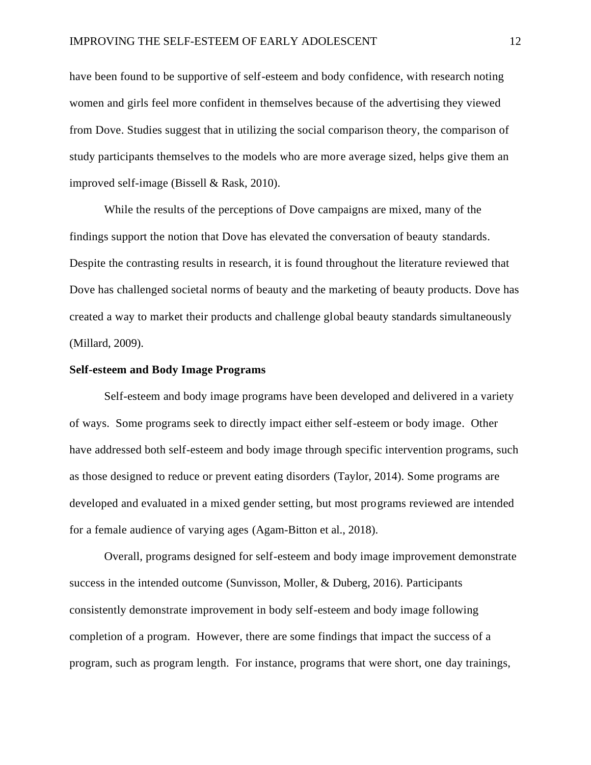have been found to be supportive of self-esteem and body confidence, with research noting women and girls feel more confident in themselves because of the advertising they viewed from Dove. Studies suggest that in utilizing the social comparison theory, the comparison of study participants themselves to the models who are more average sized, helps give them an improved self-image (Bissell & Rask, 2010).

While the results of the perceptions of Dove campaigns are mixed, many of the findings support the notion that Dove has elevated the conversation of beauty standards. Despite the contrasting results in research, it is found throughout the literature reviewed that Dove has challenged societal norms of beauty and the marketing of beauty products. Dove has created a way to market their products and challenge global beauty standards simultaneously (Millard, 2009).

**Self-esteem and Body Image Programs**

Self-esteem and body image programs have been developed and delivered in a variety of ways. Some programs seek to directly impact either self-esteem or body image. Other have addressed both self-esteem and body image through specific intervention programs, such as those designed to reduce or prevent eating disorders (Taylor, 2014). Some programs are developed and evaluated in a mixed gender setting, but most programs reviewed are intended for a female audience of varying ages (Agam-Bitton et al., 2018).

Overall, programs designed for self-esteem and body image improvement demonstrate success in the intended outcome (Sunvisson, Moller, & Duberg, 2016). Participants consistently demonstrate improvement in body self-esteem and body image following completion of a program. However, there are some findings that impact the success of a program, such as program length. For instance, programs that were short, one day trainings,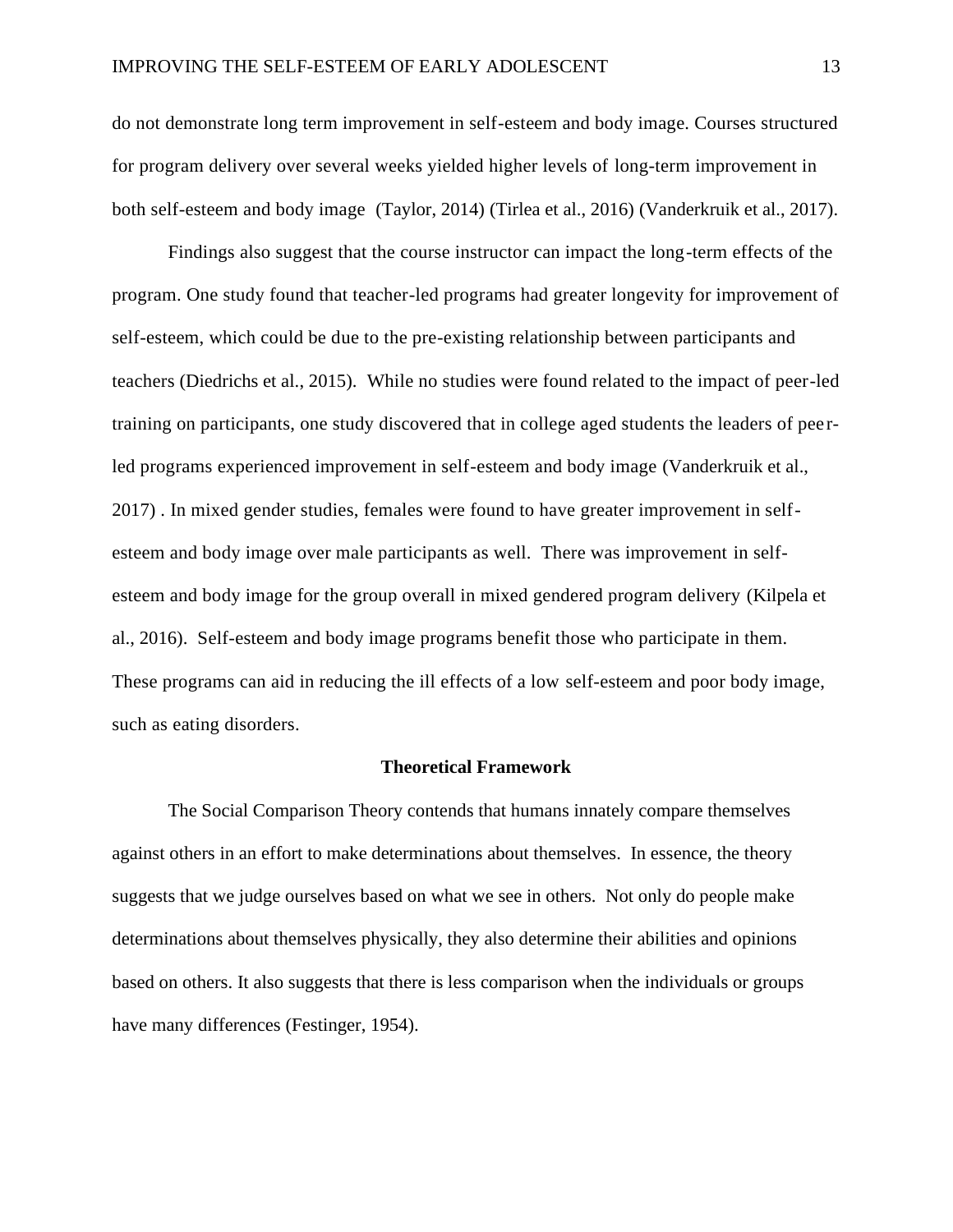do not demonstrate long term improvement in self-esteem and body image. Courses structured for program delivery over several weeks yielded higher levels of long-term improvement in both self-esteem and body image (Taylor, 2014) (Tirlea et al., 2016) (Vanderkruik et al., 2017).

Findings also suggest that the course instructor can impact the long-term effects of the program. One study found that teacher-led programs had greater longevity for improvement of self-esteem, which could be due to the pre-existing relationship between participants and teachers (Diedrichs et al., 2015). While no studies were found related to the impact of peer-led training on participants, one study discovered that in college aged students the leaders of peer-led programs experienced improvement in self-esteem and body image (Vanderkruik et al., 2017) . In mixed gender studies, females were found to have greater improvement in self-esteem and body image over male participants as well. There was improvement in self-esteem and body image for the group overall in mixed gendered program delivery (Kilpela et al., 2016). Self-esteem and body image programs benefit those who participate in them. These programs can aid in reducing the ill effects of a low self-esteem and poor body image, such as eating disorders.

## Theoretical Framework

The Social Comparison Theory contends that humans innately compare themselves against others in an effort to make determinations about themselves. In essence, the theory suggests that we judge ourselves based on what we see in others. Not only do people make determinations about themselves physically, they also determine their abilities and opinions based on others. It also suggests that there is less comparison when the individuals or groups have many differences (Festinger, 1954).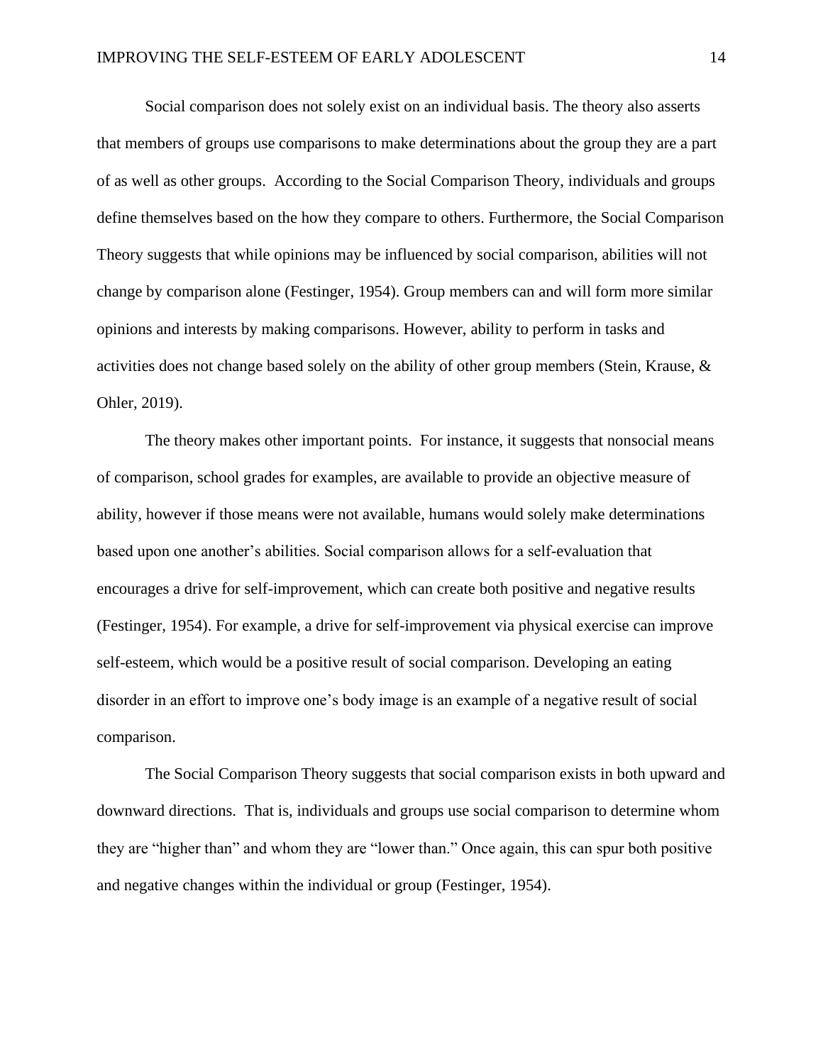Social comparison does not solely exist on an individual basis. The theory also asserts that members of groups use comparisons to make determinations about the group they are a part of as well as other groups.  According to the Social Comparison Theory, individuals and groups define themselves based on the how they compare to others. Furthermore, the Social Comparison Theory suggests that while opinions may be influenced by social comparison, abilities will not change by comparison alone (Festinger, 1954). Group members can and will form more similar opinions and interests by making comparisons. However, ability to perform in tasks and activities does not change based solely on the ability of other group members (Stein, Krause, & Ohler, 2019).

The theory makes other important points.  For instance, it suggests that nonsocial means of comparison, school grades for examples, are available to provide an objective measure of ability, however if those means were not available, humans would solely make determinations based upon one another's abilities. Social comparison allows for a self-evaluation that encourages a drive for self-improvement, which can create both positive and negative results (Festinger, 1954). For example, a drive for self-improvement via physical exercise can improve self-esteem, which would be a positive result of social comparison. Developing an eating disorder in an effort to improve one's body image is an example of a negative result of social comparison.

The Social Comparison Theory suggests that social comparison exists in both upward and downward directions.  That is, individuals and groups use social comparison to determine whom they are "higher than" and whom they are "lower than." Once again, this can spur both positive and negative changes within the individual or group (Festinger, 1954).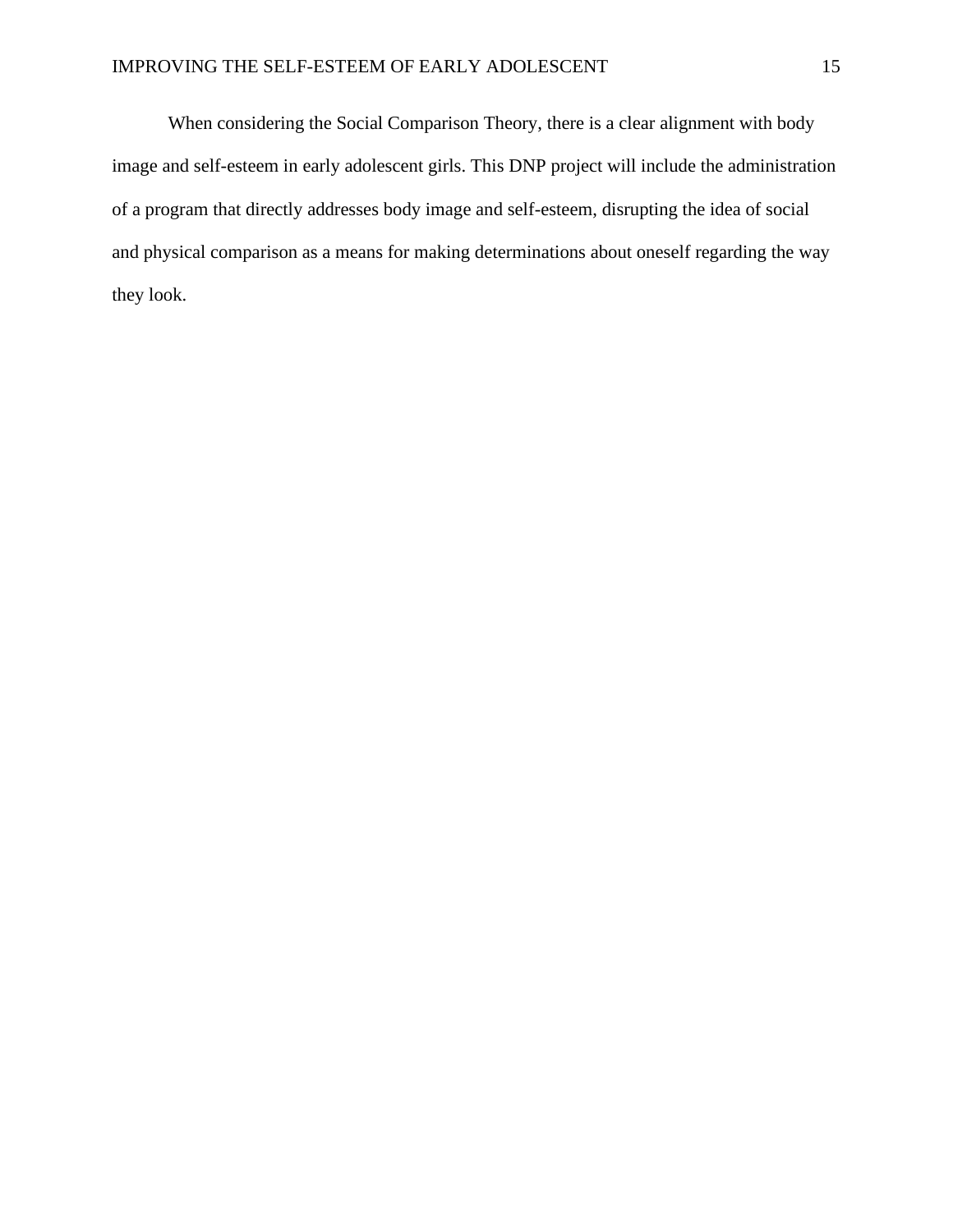When considering the Social Comparison Theory, there is a clear alignment with body image and self-esteem in early adolescent girls. This DNP project will include the administration of a program that directly addresses body image and self-esteem, disrupting the idea of social and physical comparison as a means for making determinations about oneself regarding the way they look.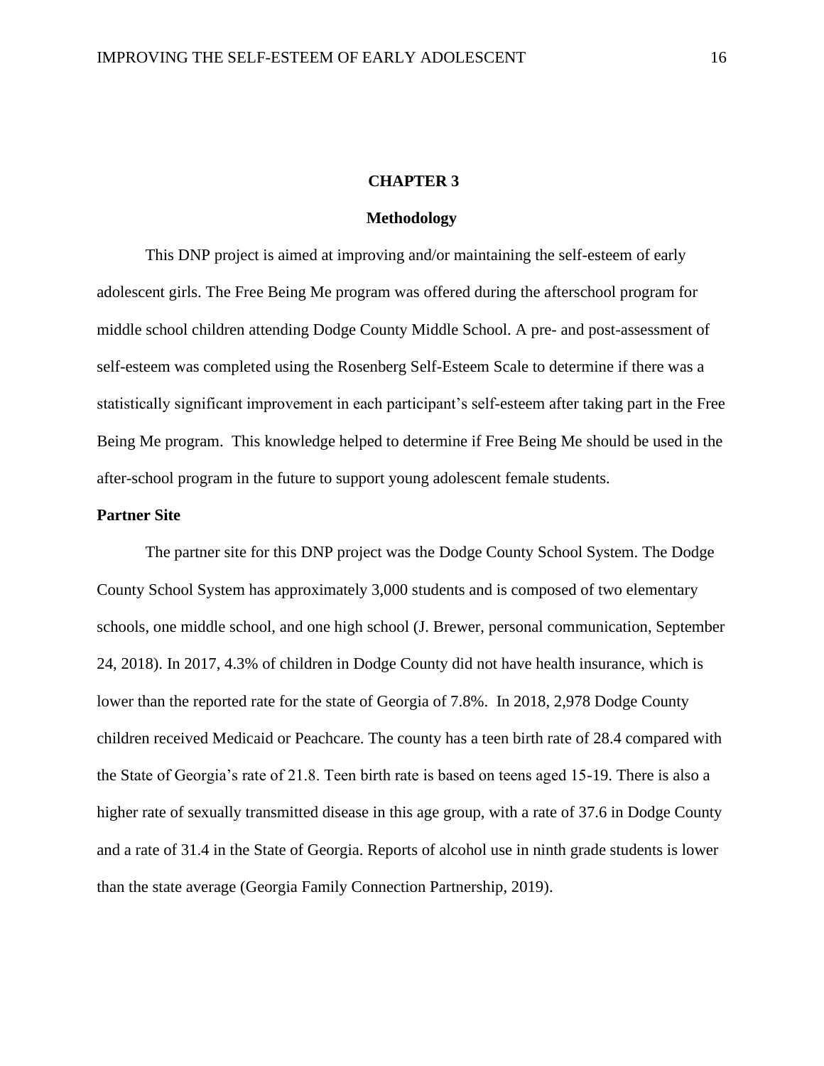# CHAPTER 3

## Methodology

This DNP project is aimed at improving and/or maintaining the self-esteem of early adolescent girls. The Free Being Me program was offered during the afterschool program for middle school children attending Dodge County Middle School. A pre- and post-assessment of self-esteem was completed using the Rosenberg Self-Esteem Scale to determine if there was a statistically significant improvement in each participant's self-esteem after taking part in the Free Being Me program. This knowledge helped to determine if Free Being Me should be used in the after-school program in the future to support young adolescent female students.

### Partner Site

The partner site for this DNP project was the Dodge County School System. The Dodge County School System has approximately 3,000 students and is composed of two elementary schools, one middle school, and one high school (J. Brewer, personal communication, September 24, 2018). In 2017, 4.3% of children in Dodge County did not have health insurance, which is lower than the reported rate for the state of Georgia of 7.8%. In 2018, 2,978 Dodge County children received Medicaid or Peachcare. The county has a teen birth rate of 28.4 compared with the State of Georgia's rate of 21.8. Teen birth rate is based on teens aged 15-19. There is also a higher rate of sexually transmitted disease in this age group, with a rate of 37.6 in Dodge County and a rate of 31.4 in the State of Georgia. Reports of alcohol use in ninth grade students is lower than the state average (Georgia Family Connection Partnership, 2019).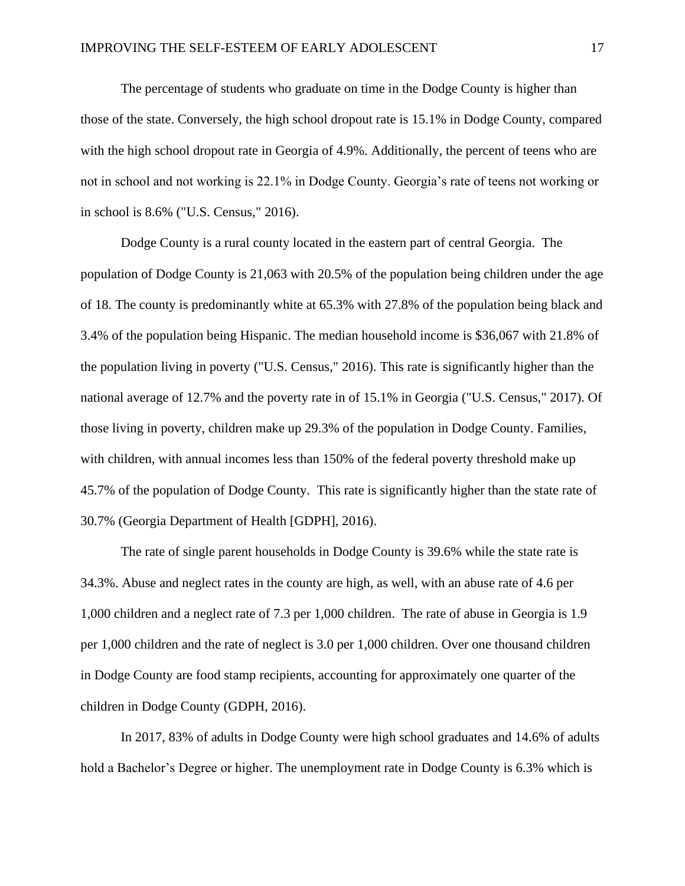The percentage of students who graduate on time in the Dodge County is higher than those of the state. Conversely, the high school dropout rate is 15.1% in Dodge County, compared with the high school dropout rate in Georgia of 4.9%. Additionally, the percent of teens who are not in school and not working is 22.1% in Dodge County. Georgia's rate of teens not working or in school is 8.6% ("U.S. Census," 2016).

Dodge County is a rural county located in the eastern part of central Georgia. The population of Dodge County is 21,063 with 20.5% of the population being children under the age of 18. The county is predominantly white at 65.3% with 27.8% of the population being black and 3.4% of the population being Hispanic. The median household income is $36,067 with 21.8% of the population living in poverty ("U.S. Census," 2016). This rate is significantly higher than the national average of 12.7% and the poverty rate in of 15.1% in Georgia ("U.S. Census," 2017). Of those living in poverty, children make up 29.3% of the population in Dodge County. Families, with children, with annual incomes less than 150% of the federal poverty threshold make up 45.7% of the population of Dodge County. This rate is significantly higher than the state rate of 30.7% (Georgia Department of Health [GDPH], 2016).

The rate of single parent households in Dodge County is 39.6% while the state rate is 34.3%. Abuse and neglect rates in the county are high, as well, with an abuse rate of 4.6 per 1,000 children and a neglect rate of 7.3 per 1,000 children. The rate of abuse in Georgia is 1.9 per 1,000 children and the rate of neglect is 3.0 per 1,000 children. Over one thousand children in Dodge County are food stamp recipients, accounting for approximately one quarter of the children in Dodge County (GDPH, 2016).

In 2017, 83% of adults in Dodge County were high school graduates and 14.6% of adults hold a Bachelor's Degree or higher. The unemployment rate in Dodge County is 6.3% which is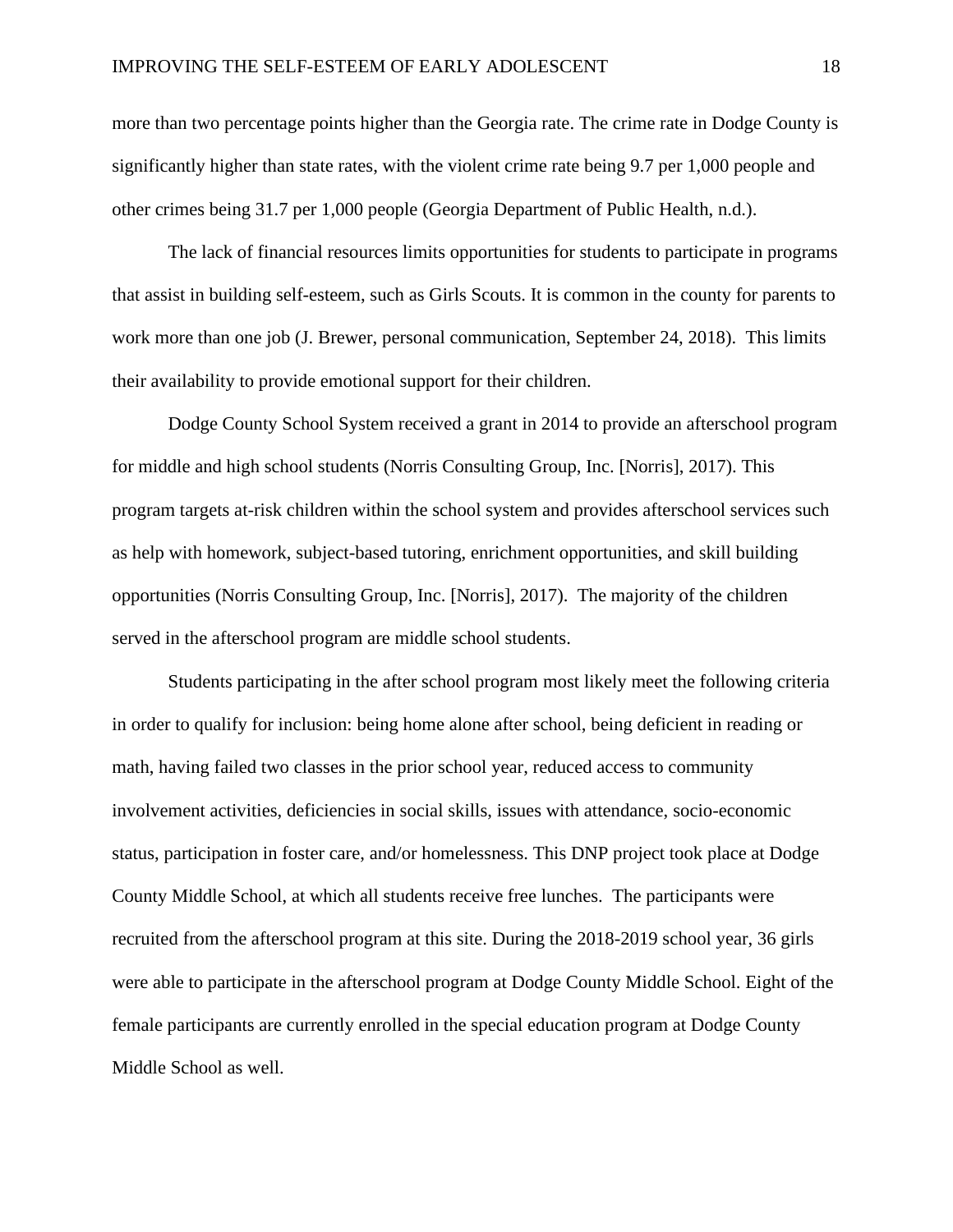more than two percentage points higher than the Georgia rate. The crime rate in Dodge County is significantly higher than state rates, with the violent crime rate being 9.7 per 1,000 people and other crimes being 31.7 per 1,000 people (Georgia Department of Public Health, n.d.).

The lack of financial resources limits opportunities for students to participate in programs that assist in building self-esteem, such as Girls Scouts. It is common in the county for parents to work more than one job (J. Brewer, personal communication, September 24, 2018). This limits their availability to provide emotional support for their children.

Dodge County School System received a grant in 2014 to provide an afterschool program for middle and high school students (Norris Consulting Group, Inc. [Norris], 2017). This program targets at-risk children within the school system and provides afterschool services such as help with homework, subject-based tutoring, enrichment opportunities, and skill building opportunities (Norris Consulting Group, Inc. [Norris], 2017). The majority of the children served in the afterschool program are middle school students.

Students participating in the after school program most likely meet the following criteria in order to qualify for inclusion: being home alone after school, being deficient in reading or math, having failed two classes in the prior school year, reduced access to community involvement activities, deficiencies in social skills, issues with attendance, socio-economic status, participation in foster care, and/or homelessness. This DNP project took place at Dodge County Middle School, at which all students receive free lunches. The participants were recruited from the afterschool program at this site. During the 2018-2019 school year, 36 girls were able to participate in the afterschool program at Dodge County Middle School. Eight of the female participants are currently enrolled in the special education program at Dodge County Middle School as well.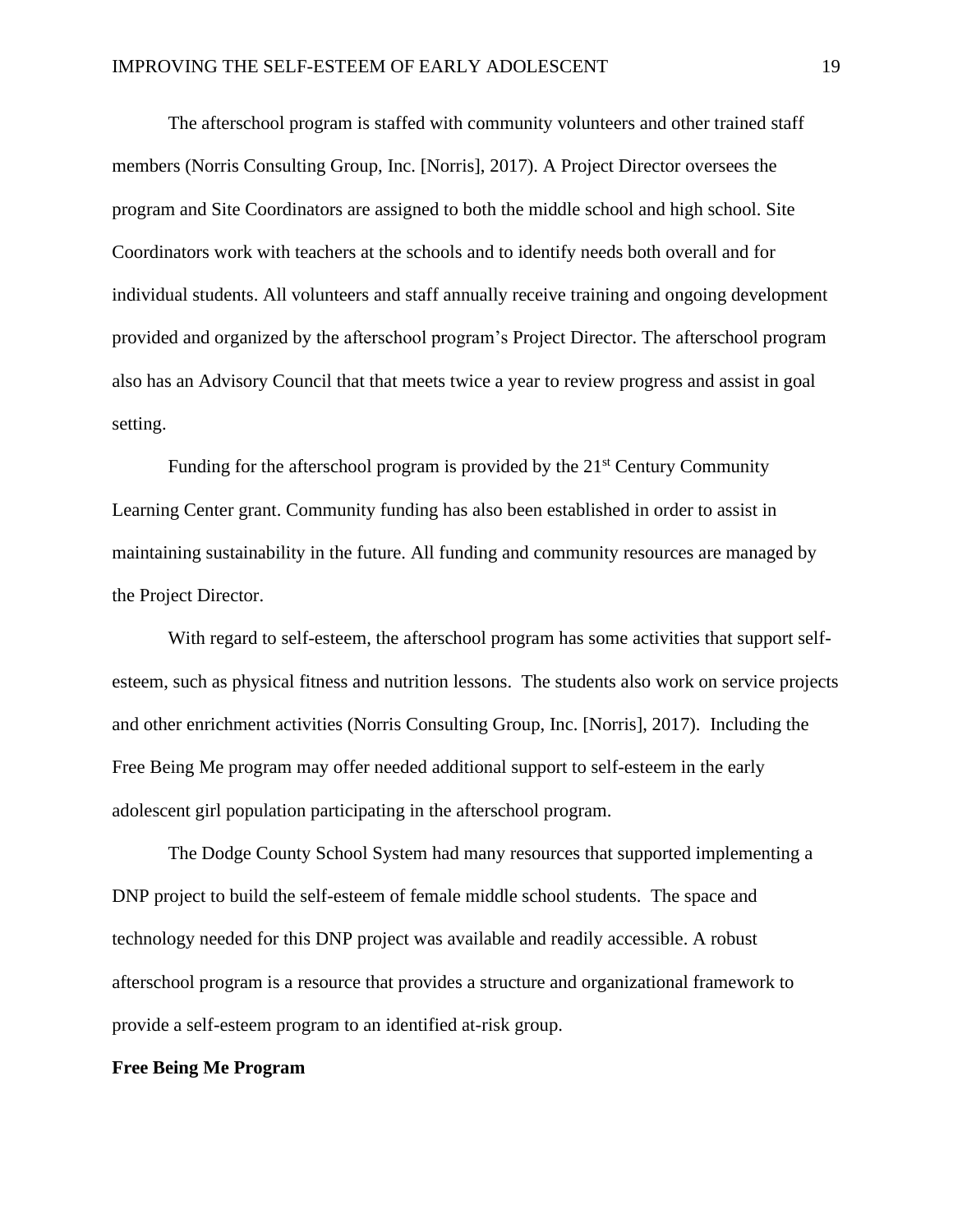The afterschool program is staffed with community volunteers and other trained staff members (Norris Consulting Group, Inc. [Norris], 2017). A Project Director oversees the program and Site Coordinators are assigned to both the middle school and high school. Site Coordinators work with teachers at the schools and to identify needs both overall and for individual students. All volunteers and staff annually receive training and ongoing development provided and organized by the afterschool program's Project Director. The afterschool program also has an Advisory Council that that meets twice a year to review progress and assist in goal setting.

Funding for the afterschool program is provided by the 21st Century Community Learning Center grant. Community funding has also been established in order to assist in maintaining sustainability in the future. All funding and community resources are managed by the Project Director.

With regard to self-esteem, the afterschool program has some activities that support self-esteem, such as physical fitness and nutrition lessons. The students also work on service projects and other enrichment activities (Norris Consulting Group, Inc. [Norris], 2017). Including the Free Being Me program may offer needed additional support to self-esteem in the early adolescent girl population participating in the afterschool program.

The Dodge County School System had many resources that supported implementing a DNP project to build the self-esteem of female middle school students. The space and technology needed for this DNP project was available and readily accessible. A robust afterschool program is a resource that provides a structure and organizational framework to provide a self-esteem program to an identified at-risk group.

**Free Being Me Program**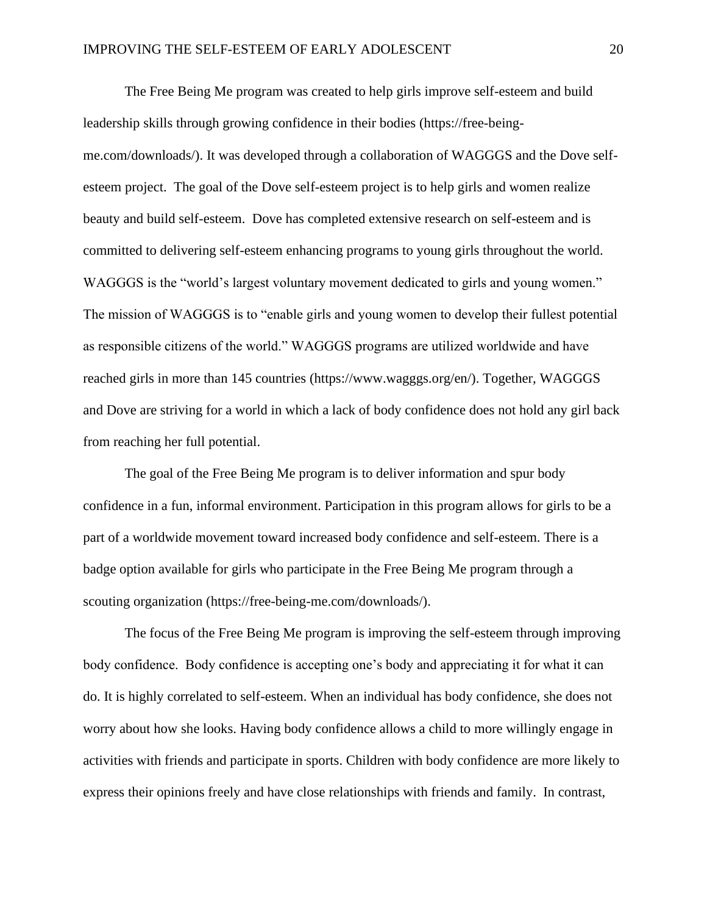The Free Being Me program was created to help girls improve self-esteem and build leadership skills through growing confidence in their bodies (https://free-being-me.com/downloads/). It was developed through a collaboration of WAGGGS and the Dove self-esteem project. The goal of the Dove self-esteem project is to help girls and women realize beauty and build self-esteem. Dove has completed extensive research on self-esteem and is committed to delivering self-esteem enhancing programs to young girls throughout the world. WAGGGS is the "world's largest voluntary movement dedicated to girls and young women." The mission of WAGGGS is to "enable girls and young women to develop their fullest potential as responsible citizens of the world." WAGGGS programs are utilized worldwide and have reached girls in more than 145 countries (https://www.wagggs.org/en/). Together, WAGGGS and Dove are striving for a world in which a lack of body confidence does not hold any girl back from reaching her full potential.

The goal of the Free Being Me program is to deliver information and spur body confidence in a fun, informal environment. Participation in this program allows for girls to be a part of a worldwide movement toward increased body confidence and self-esteem. There is a badge option available for girls who participate in the Free Being Me program through a scouting organization (https://free-being-me.com/downloads/).

The focus of the Free Being Me program is improving the self-esteem through improving body confidence. Body confidence is accepting one's body and appreciating it for what it can do. It is highly correlated to self-esteem. When an individual has body confidence, she does not worry about how she looks. Having body confidence allows a child to more willingly engage in activities with friends and participate in sports. Children with body confidence are more likely to express their opinions freely and have close relationships with friends and family. In contrast,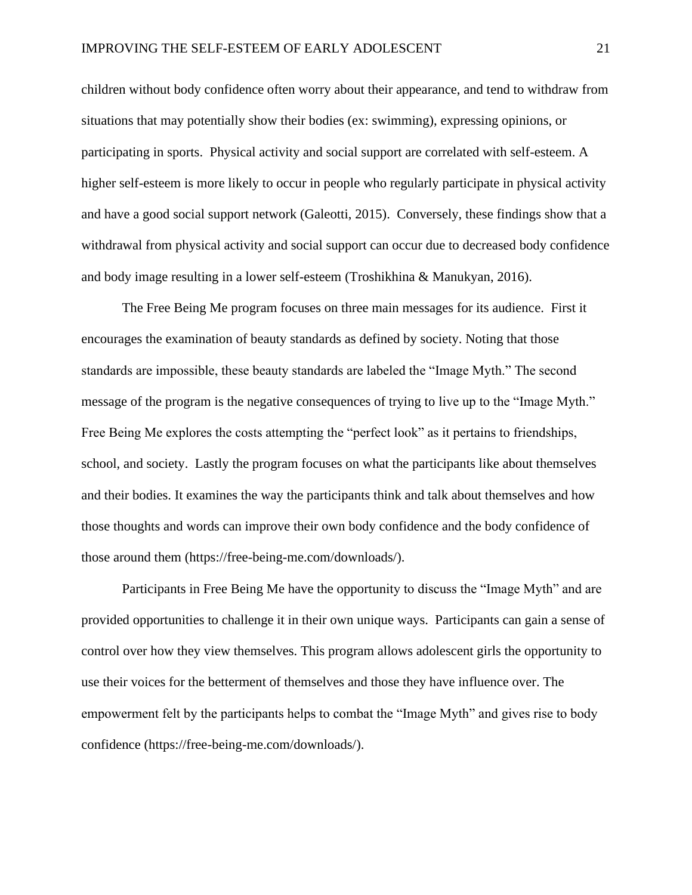children without body confidence often worry about their appearance, and tend to withdraw from situations that may potentially show their bodies (ex: swimming), expressing opinions, or participating in sports. Physical activity and social support are correlated with self-esteem. A higher self-esteem is more likely to occur in people who regularly participate in physical activity and have a good social support network (Galeotti, 2015). Conversely, these findings show that a withdrawal from physical activity and social support can occur due to decreased body confidence and body image resulting in a lower self-esteem (Troshikhina & Manukyan, 2016).

The Free Being Me program focuses on three main messages for its audience. First it encourages the examination of beauty standards as defined by society. Noting that those standards are impossible, these beauty standards are labeled the "Image Myth." The second message of the program is the negative consequences of trying to live up to the "Image Myth." Free Being Me explores the costs attempting the "perfect look" as it pertains to friendships, school, and society. Lastly the program focuses on what the participants like about themselves and their bodies. It examines the way the participants think and talk about themselves and how those thoughts and words can improve their own body confidence and the body confidence of those around them (https://free-being-me.com/downloads/).

Participants in Free Being Me have the opportunity to discuss the "Image Myth" and are provided opportunities to challenge it in their own unique ways. Participants can gain a sense of control over how they view themselves. This program allows adolescent girls the opportunity to use their voices for the betterment of themselves and those they have influence over. The empowerment felt by the participants helps to combat the "Image Myth" and gives rise to body confidence (https://free-being-me.com/downloads/).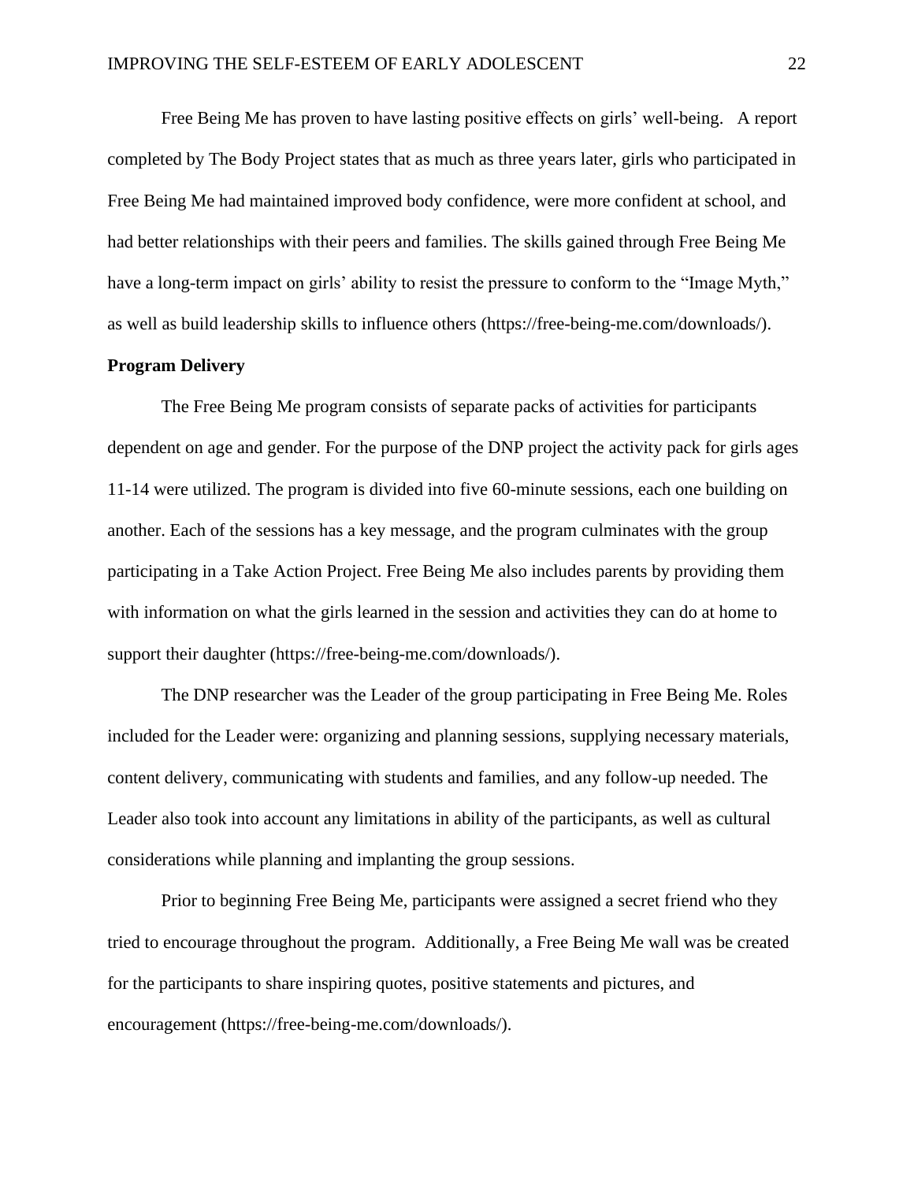Free Being Me has proven to have lasting positive effects on girls' well-being. A report completed by The Body Project states that as much as three years later, girls who participated in Free Being Me had maintained improved body confidence, were more confident at school, and had better relationships with their peers and families. The skills gained through Free Being Me have a long-term impact on girls' ability to resist the pressure to conform to the "Image Myth," as well as build leadership skills to influence others (https://free-being-me.com/downloads/).

**Program Delivery**

The Free Being Me program consists of separate packs of activities for participants dependent on age and gender. For the purpose of the DNP project the activity pack for girls ages 11-14 were utilized. The program is divided into five 60-minute sessions, each one building on another. Each of the sessions has a key message, and the program culminates with the group participating in a Take Action Project. Free Being Me also includes parents by providing them with information on what the girls learned in the session and activities they can do at home to support their daughter (https://free-being-me.com/downloads/).

The DNP researcher was the Leader of the group participating in Free Being Me. Roles included for the Leader were: organizing and planning sessions, supplying necessary materials, content delivery, communicating with students and families, and any follow-up needed. The Leader also took into account any limitations in ability of the participants, as well as cultural considerations while planning and implanting the group sessions.

Prior to beginning Free Being Me, participants were assigned a secret friend who they tried to encourage throughout the program. Additionally, a Free Being Me wall was be created for the participants to share inspiring quotes, positive statements and pictures, and encouragement (https://free-being-me.com/downloads/).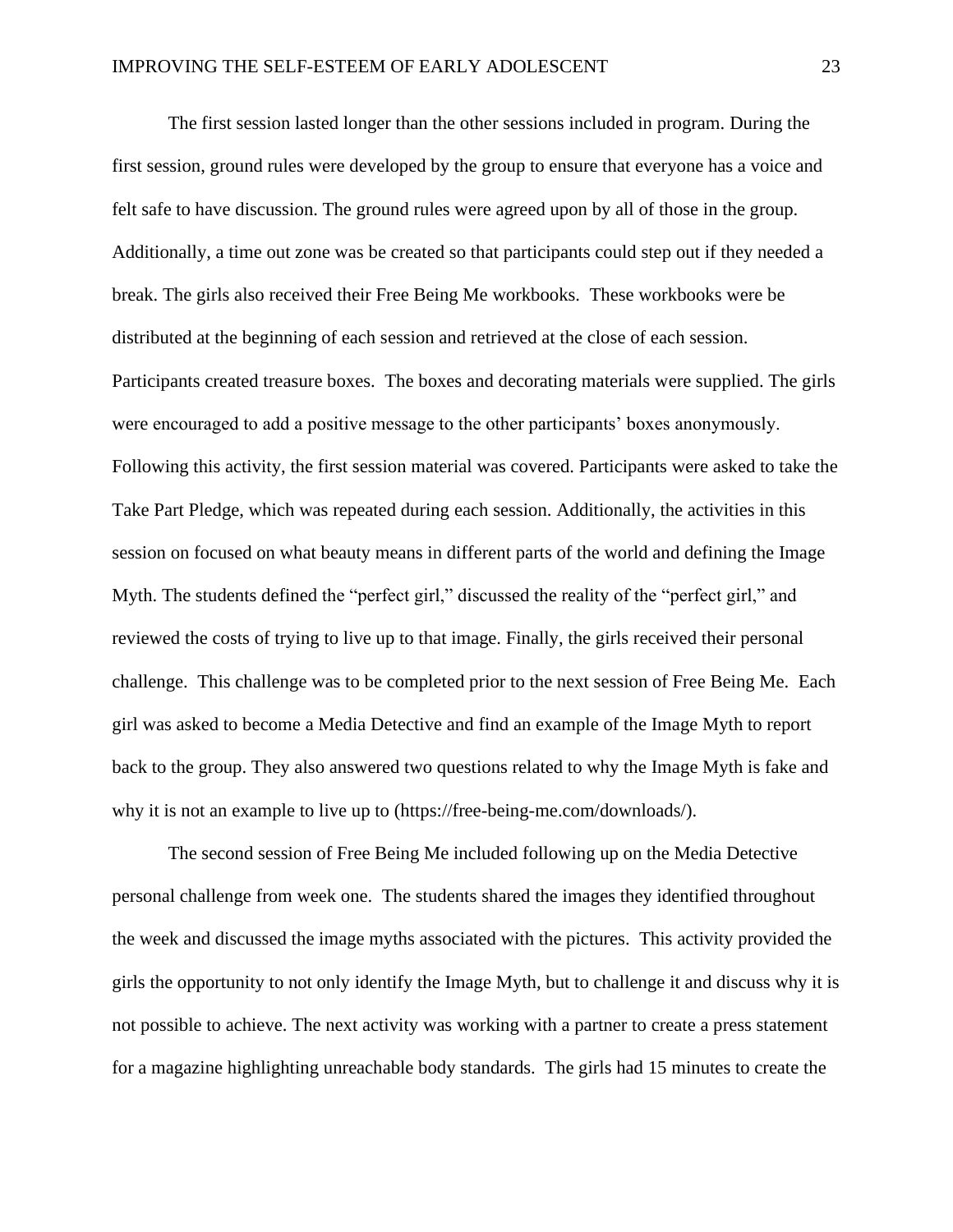The first session lasted longer than the other sessions included in program. During the first session, ground rules were developed by the group to ensure that everyone has a voice and felt safe to have discussion. The ground rules were agreed upon by all of those in the group. Additionally, a time out zone was be created so that participants could step out if they needed a break. The girls also received their Free Being Me workbooks. These workbooks were be distributed at the beginning of each session and retrieved at the close of each session. Participants created treasure boxes. The boxes and decorating materials were supplied. The girls were encouraged to add a positive message to the other participants' boxes anonymously. Following this activity, the first session material was covered. Participants were asked to take the Take Part Pledge, which was repeated during each session. Additionally, the activities in this session on focused on what beauty means in different parts of the world and defining the Image Myth. The students defined the "perfect girl," discussed the reality of the "perfect girl," and reviewed the costs of trying to live up to that image. Finally, the girls received their personal challenge. This challenge was to be completed prior to the next session of Free Being Me. Each girl was asked to become a Media Detective and find an example of the Image Myth to report back to the group. They also answered two questions related to why the Image Myth is fake and why it is not an example to live up to (https://free-being-me.com/downloads/).

The second session of Free Being Me included following up on the Media Detective personal challenge from week one. The students shared the images they identified throughout the week and discussed the image myths associated with the pictures. This activity provided the girls the opportunity to not only identify the Image Myth, but to challenge it and discuss why it is not possible to achieve. The next activity was working with a partner to create a press statement for a magazine highlighting unreachable body standards. The girls had 15 minutes to create the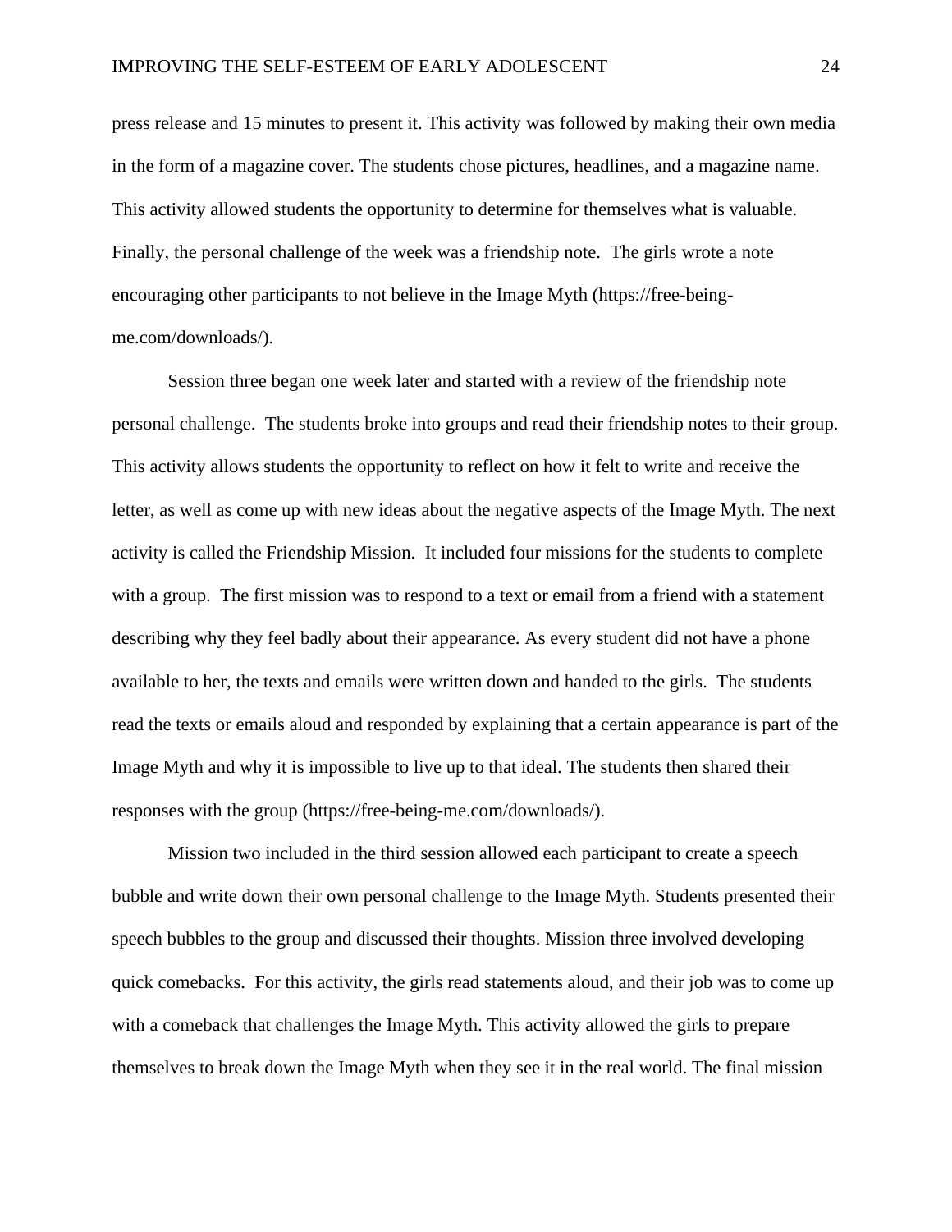press release and 15 minutes to present it. This activity was followed by making their own media in the form of a magazine cover. The students chose pictures, headlines, and a magazine name. This activity allowed students the opportunity to determine for themselves what is valuable. Finally, the personal challenge of the week was a friendship note. The girls wrote a note encouraging other participants to not believe in the Image Myth (https://free-being-me.com/downloads/).

Session three began one week later and started with a review of the friendship note personal challenge. The students broke into groups and read their friendship notes to their group. This activity allows students the opportunity to reflect on how it felt to write and receive the letter, as well as come up with new ideas about the negative aspects of the Image Myth. The next activity is called the Friendship Mission. It included four missions for the students to complete with a group. The first mission was to respond to a text or email from a friend with a statement describing why they feel badly about their appearance. As every student did not have a phone available to her, the texts and emails were written down and handed to the girls. The students read the texts or emails aloud and responded by explaining that a certain appearance is part of the Image Myth and why it is impossible to live up to that ideal. The students then shared their responses with the group (https://free-being-me.com/downloads/).

Mission two included in the third session allowed each participant to create a speech bubble and write down their own personal challenge to the Image Myth. Students presented their speech bubbles to the group and discussed their thoughts. Mission three involved developing quick comebacks. For this activity, the girls read statements aloud, and their job was to come up with a comeback that challenges the Image Myth. This activity allowed the girls to prepare themselves to break down the Image Myth when they see it in the real world. The final mission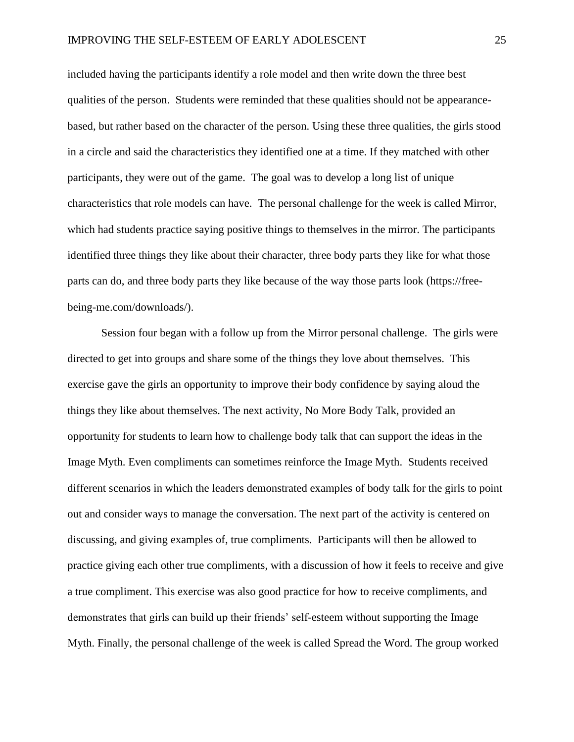included having the participants identify a role model and then write down the three best qualities of the person. Students were reminded that these qualities should not be appearance-based, but rather based on the character of the person. Using these three qualities, the girls stood in a circle and said the characteristics they identified one at a time. If they matched with other participants, they were out of the game. The goal was to develop a long list of unique characteristics that role models can have. The personal challenge for the week is called Mirror, which had students practice saying positive things to themselves in the mirror. The participants identified three things they like about their character, three body parts they like for what those parts can do, and three body parts they like because of the way those parts look (https://free-being-me.com/downloads/).

Session four began with a follow up from the Mirror personal challenge. The girls were directed to get into groups and share some of the things they love about themselves. This exercise gave the girls an opportunity to improve their body confidence by saying aloud the things they like about themselves. The next activity, No More Body Talk, provided an opportunity for students to learn how to challenge body talk that can support the ideas in the Image Myth. Even compliments can sometimes reinforce the Image Myth. Students received different scenarios in which the leaders demonstrated examples of body talk for the girls to point out and consider ways to manage the conversation. The next part of the activity is centered on discussing, and giving examples of, true compliments. Participants will then be allowed to practice giving each other true compliments, with a discussion of how it feels to receive and give a true compliment. This exercise was also good practice for how to receive compliments, and demonstrates that girls can build up their friends' self-esteem without supporting the Image Myth. Finally, the personal challenge of the week is called Spread the Word. The group worked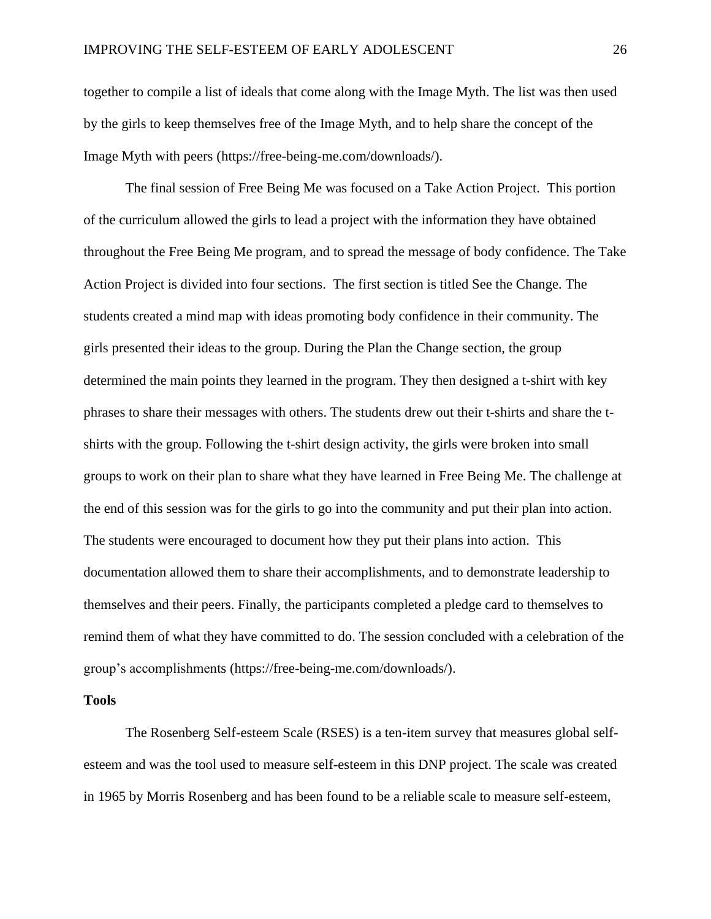together to compile a list of ideals that come along with the Image Myth. The list was then used by the girls to keep themselves free of the Image Myth, and to help share the concept of the Image Myth with peers (https://free-being-me.com/downloads/).

The final session of Free Being Me was focused on a Take Action Project. This portion of the curriculum allowed the girls to lead a project with the information they have obtained throughout the Free Being Me program, and to spread the message of body confidence. The Take Action Project is divided into four sections. The first section is titled See the Change. The students created a mind map with ideas promoting body confidence in their community. The girls presented their ideas to the group. During the Plan the Change section, the group determined the main points they learned in the program. They then designed a t-shirt with key phrases to share their messages with others. The students drew out their t-shirts and share the t-shirts with the group. Following the t-shirt design activity, the girls were broken into small groups to work on their plan to share what they have learned in Free Being Me. The challenge at the end of this session was for the girls to go into the community and put their plan into action. The students were encouraged to document how they put their plans into action. This documentation allowed them to share their accomplishments, and to demonstrate leadership to themselves and their peers. Finally, the participants completed a pledge card to themselves to remind them of what they have committed to do. The session concluded with a celebration of the group's accomplishments (https://free-being-me.com/downloads/).

**Tools**

The Rosenberg Self-esteem Scale (RSES) is a ten-item survey that measures global self-esteem and was the tool used to measure self-esteem in this DNP project. The scale was created in 1965 by Morris Rosenberg and has been found to be a reliable scale to measure self-esteem,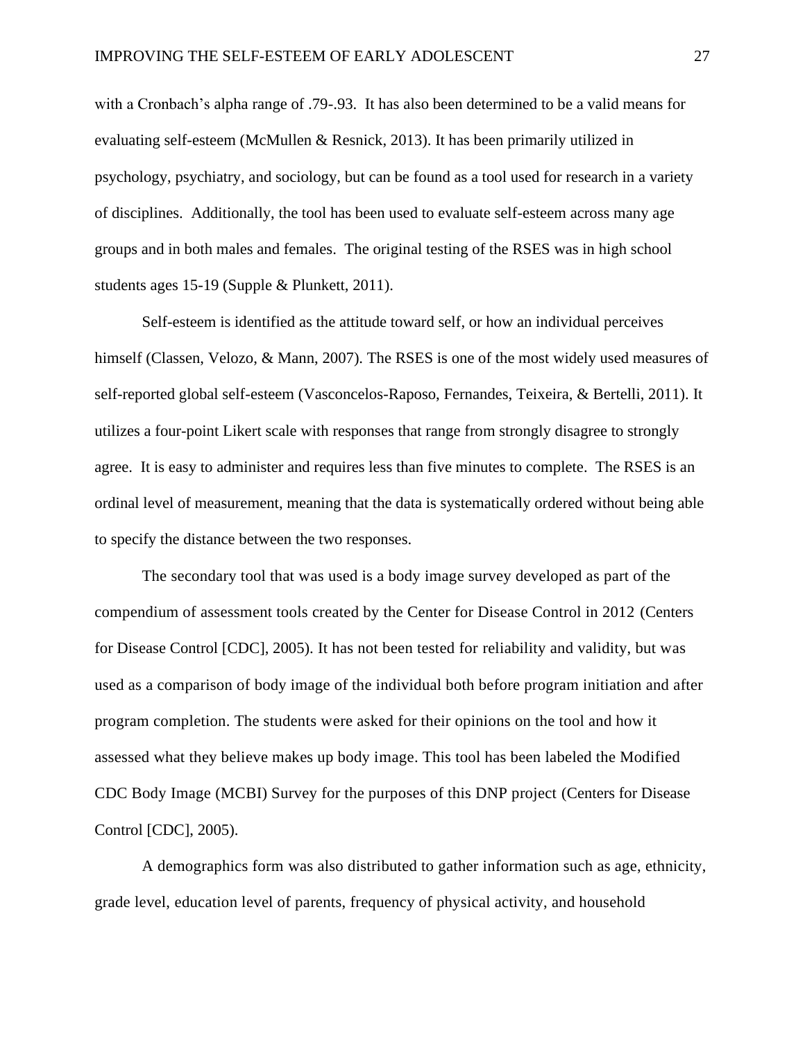with a Cronbach's alpha range of .79-.93. It has also been determined to be a valid means for evaluating self-esteem (McMullen & Resnick, 2013). It has been primarily utilized in psychology, psychiatry, and sociology, but can be found as a tool used for research in a variety of disciplines. Additionally, the tool has been used to evaluate self-esteem across many age groups and in both males and females. The original testing of the RSES was in high school students ages 15-19 (Supple & Plunkett, 2011).

Self-esteem is identified as the attitude toward self, or how an individual perceives himself (Classen, Velozo, & Mann, 2007). The RSES is one of the most widely used measures of self-reported global self-esteem (Vasconcelos-Raposo, Fernandes, Teixeira, & Bertelli, 2011). It utilizes a four-point Likert scale with responses that range from strongly disagree to strongly agree. It is easy to administer and requires less than five minutes to complete. The RSES is an ordinal level of measurement, meaning that the data is systematically ordered without being able to specify the distance between the two responses.

The secondary tool that was used is a body image survey developed as part of the compendium of assessment tools created by the Center for Disease Control in 2012 (Centers for Disease Control [CDC], 2005). It has not been tested for reliability and validity, but was used as a comparison of body image of the individual both before program initiation and after program completion. The students were asked for their opinions on the tool and how it assessed what they believe makes up body image. This tool has been labeled the Modified CDC Body Image (MCBI) Survey for the purposes of this DNP project (Centers for Disease Control [CDC], 2005).

A demographics form was also distributed to gather information such as age, ethnicity, grade level, education level of parents, frequency of physical activity, and household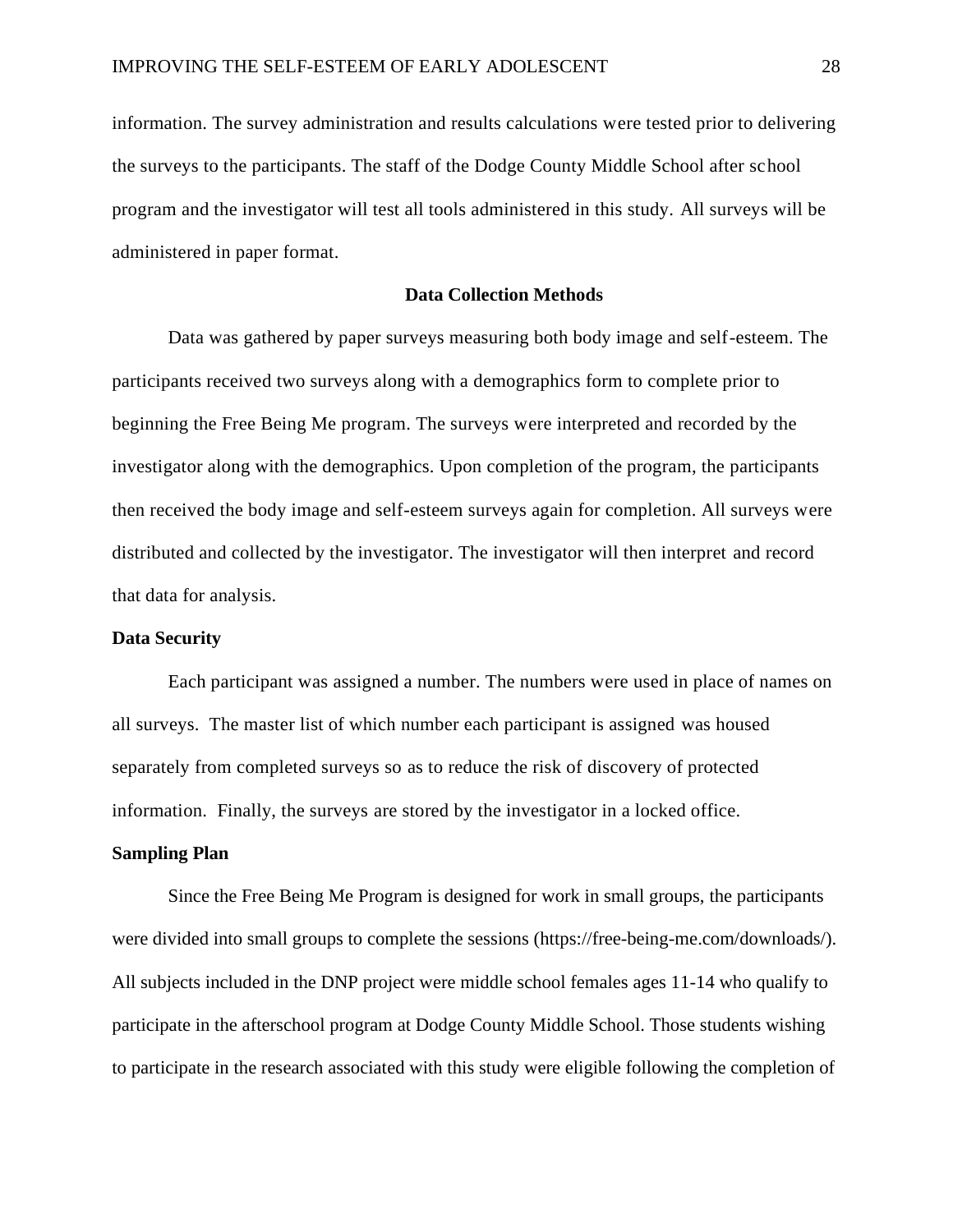information. The survey administration and results calculations were tested prior to delivering the surveys to the participants. The staff of the Dodge County Middle School after school program and the investigator will test all tools administered in this study. All surveys will be administered in paper format.

## Data Collection Methods

Data was gathered by paper surveys measuring both body image and self-esteem. The participants received two surveys along with a demographics form to complete prior to beginning the Free Being Me program. The surveys were interpreted and recorded by the investigator along with the demographics. Upon completion of the program, the participants then received the body image and self-esteem surveys again for completion. All surveys were distributed and collected by the investigator. The investigator will then interpret and record that data for analysis.

### Data Security

Each participant was assigned a number. The numbers were used in place of names on all surveys. The master list of which number each participant is assigned was housed separately from completed surveys so as to reduce the risk of discovery of protected information. Finally, the surveys are stored by the investigator in a locked office.

### Sampling Plan

Since the Free Being Me Program is designed for work in small groups, the participants were divided into small groups to complete the sessions (https://free-being-me.com/downloads/). All subjects included in the DNP project were middle school females ages 11-14 who qualify to participate in the afterschool program at Dodge County Middle School. Those students wishing to participate in the research associated with this study were eligible following the completion of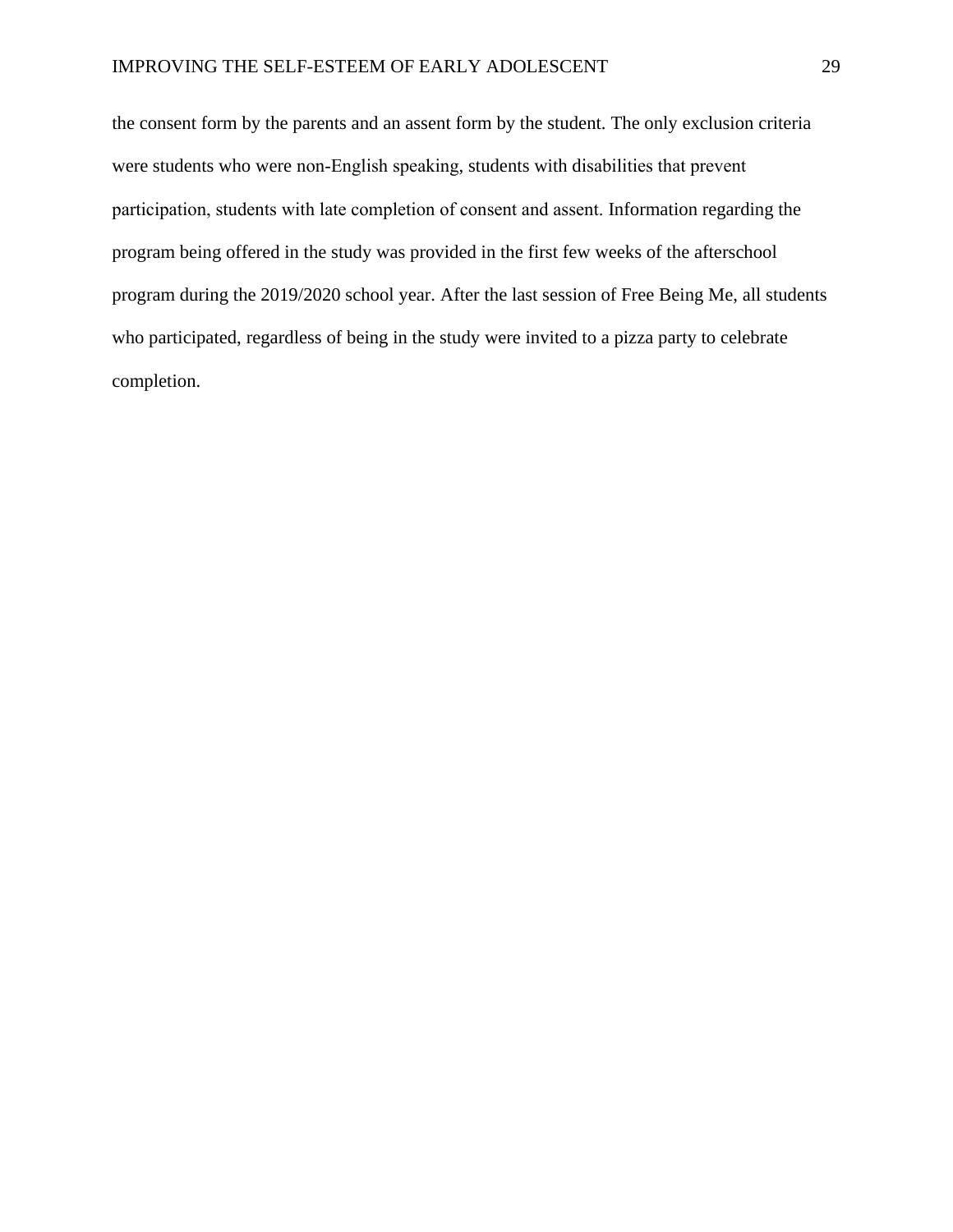the consent form by the parents and an assent form by the student. The only exclusion criteria were students who were non-English speaking, students with disabilities that prevent participation, students with late completion of consent and assent. Information regarding the program being offered in the study was provided in the first few weeks of the afterschool program during the 2019/2020 school year. After the last session of Free Being Me, all students who participated, regardless of being in the study were invited to a pizza party to celebrate completion.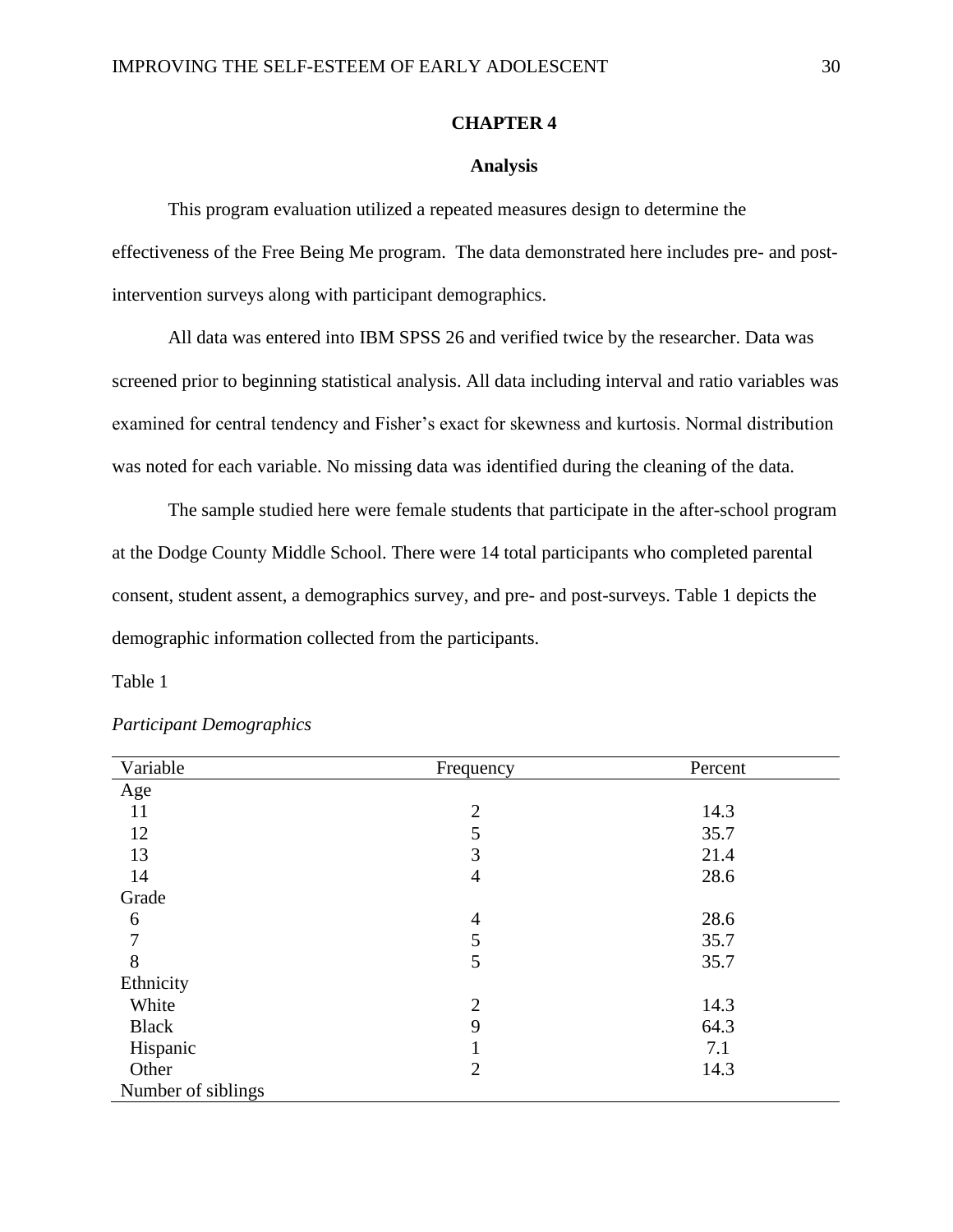# CHAPTER 4

## Analysis

This program evaluation utilized a repeated measures design to determine the effectiveness of the Free Being Me program. The data demonstrated here includes pre- and post-intervention surveys along with participant demographics.

All data was entered into IBM SPSS 26 and verified twice by the researcher. Data was screened prior to beginning statistical analysis. All data including interval and ratio variables was examined for central tendency and Fisher's exact for skewness and kurtosis. Normal distribution was noted for each variable. No missing data was identified during the cleaning of the data.

The sample studied here were female students that participate in the after-school program at the Dodge County Middle School. There were 14 total participants who completed parental consent, student assent, a demographics survey, and pre- and post-surveys. Table 1 depicts the demographic information collected from the participants.

Table 1

*Participant Demographics*

| Variable | Frequency | Percent |
|---|---|---|
| Age | | |
| 11 | 2 | 14.3 |
| 12 | 5 | 35.7 |
| 13 | 3 | 21.4 |
| 14 | 4 | 28.6 |
| Grade | | |
| 6 | 4 | 28.6 |
| 7 | 5 | 35.7 |
| 8 | 5 | 35.7 |
| Ethnicity | | |
| White | 2 | 14.3 |
| Black | 9 | 64.3 |
| Hispanic | 1 | 7.1 |
| Other | 2 | 14.3 |
| Number of siblings | | |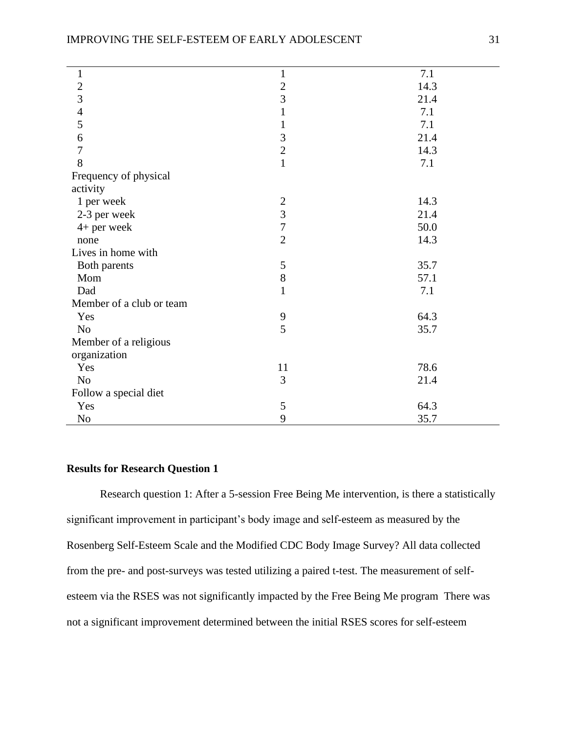| | | |
|---|---|---|
| 1 | 1 | 7.1 |
| 2 | 2 | 14.3 |
| 3 | 3 | 21.4 |
| 4 | 1 | 7.1 |
| 5 | 1 | 7.1 |
| 6 | 3 | 21.4 |
| 7 | 2 | 14.3 |
| 8 | 1 | 7.1 |
| Frequency of physical activity | | |
| 1 per week | 2 | 14.3 |
| 2-3 per week | 3 | 21.4 |
| 4+ per week | 7 | 50.0 |
| none | 2 | 14.3 |
| Lives in home with | | |
| Both parents | 5 | 35.7 |
| Mom | 8 | 57.1 |
| Dad | 1 | 7.1 |
| Member of a club or team | | |
| Yes | 9 | 64.3 |
| No | 5 | 35.7 |
| Member of a religious organization | | |
| Yes | 11 | 78.6 |
| No | 3 | 21.4 |
| Follow a special diet | | |
| Yes | 5 | 64.3 |
| No | 9 | 35.7 |

**Results for Research Question 1**

Research question 1: After a 5-session Free Being Me intervention, is there a statistically significant improvement in participant's body image and self-esteem as measured by the Rosenberg Self-Esteem Scale and the Modified CDC Body Image Survey? All data collected from the pre- and post-surveys was tested utilizing a paired t-test. The measurement of self-esteem via the RSES was not significantly impacted by the Free Being Me program There was not a significant improvement determined between the initial RSES scores for self-esteem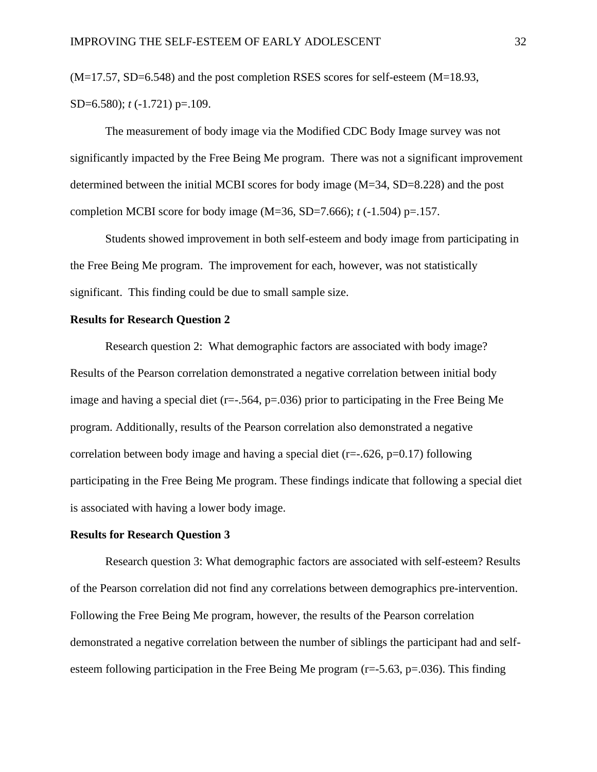($M$=17.57, $SD$=6.548) and the post completion RSES scores for self-esteem ($M$=18.93, $SD$=6.580); $t$ (-1.721) $p$=.109.

The measurement of body image via the Modified CDC Body Image survey was not significantly impacted by the Free Being Me program. There was not a significant improvement determined between the initial MCBI scores for body image ($M$=34, $SD$=8.228) and the post completion MCBI score for body image ($M$=36, $SD$=7.666); $t$ (-1.504) $p$=.157.

Students showed improvement in both self-esteem and body image from participating in the Free Being Me program. The improvement for each, however, was not statistically significant. This finding could be due to small sample size.

**Results for Research Question 2**

Research question 2: What demographic factors are associated with body image? Results of the Pearson correlation demonstrated a negative correlation between initial body image and having a special diet ($r$=-.564, $p$=.036) prior to participating in the Free Being Me program. Additionally, results of the Pearson correlation also demonstrated a negative correlation between body image and having a special diet ($r$=-.626, $p$=0.17) following participating in the Free Being Me program. These findings indicate that following a special diet is associated with having a lower body image.

**Results for Research Question 3**

Research question 3: What demographic factors are associated with self-esteem? Results of the Pearson correlation did not find any correlations between demographics pre-intervention. Following the Free Being Me program, however, the results of the Pearson correlation demonstrated a negative correlation between the number of siblings the participant had and self-esteem following participation in the Free Being Me program ($r$=-5.63, $p$=.036). This finding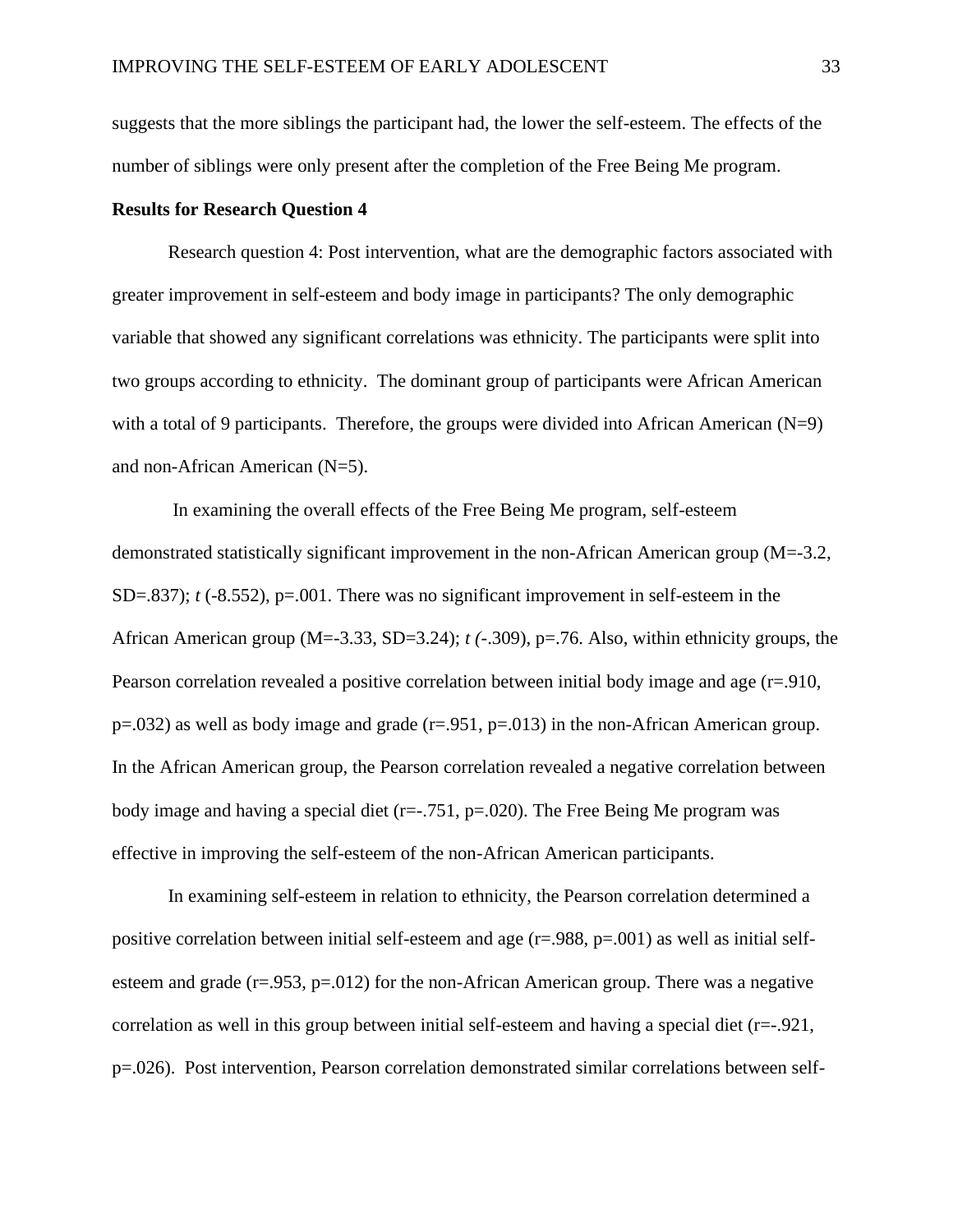suggests that the more siblings the participant had, the lower the self-esteem. The effects of the number of siblings were only present after the completion of the Free Being Me program.

**Results for Research Question 4**

Research question 4: Post intervention, what are the demographic factors associated with greater improvement in self-esteem and body image in participants? The only demographic variable that showed any significant correlations was ethnicity. The participants were split into two groups according to ethnicity. The dominant group of participants were African American with a total of 9 participants. Therefore, the groups were divided into African American (N=9) and non-African American (N=5).

In examining the overall effects of the Free Being Me program, self-esteem demonstrated statistically significant improvement in the non-African American group (M=-3.2, SD=.837); *t* (-8.552), p=.001. There was no significant improvement in self-esteem in the African American group (M=-3.33, SD=3.24); *t* (-.309), p=.76. Also, within ethnicity groups, the Pearson correlation revealed a positive correlation between initial body image and age (r=.910, p=.032) as well as body image and grade (r=.951, p=.013) in the non-African American group. In the African American group, the Pearson correlation revealed a negative correlation between body image and having a special diet (r=-.751, p=.020). The Free Being Me program was effective in improving the self-esteem of the non-African American participants.

In examining self-esteem in relation to ethnicity, the Pearson correlation determined a positive correlation between initial self-esteem and age (r=.988, p=.001) as well as initial self-esteem and grade (r=.953, p=.012) for the non-African American group. There was a negative correlation as well in this group between initial self-esteem and having a special diet (r=-.921, p=.026). Post intervention, Pearson correlation demonstrated similar correlations between self-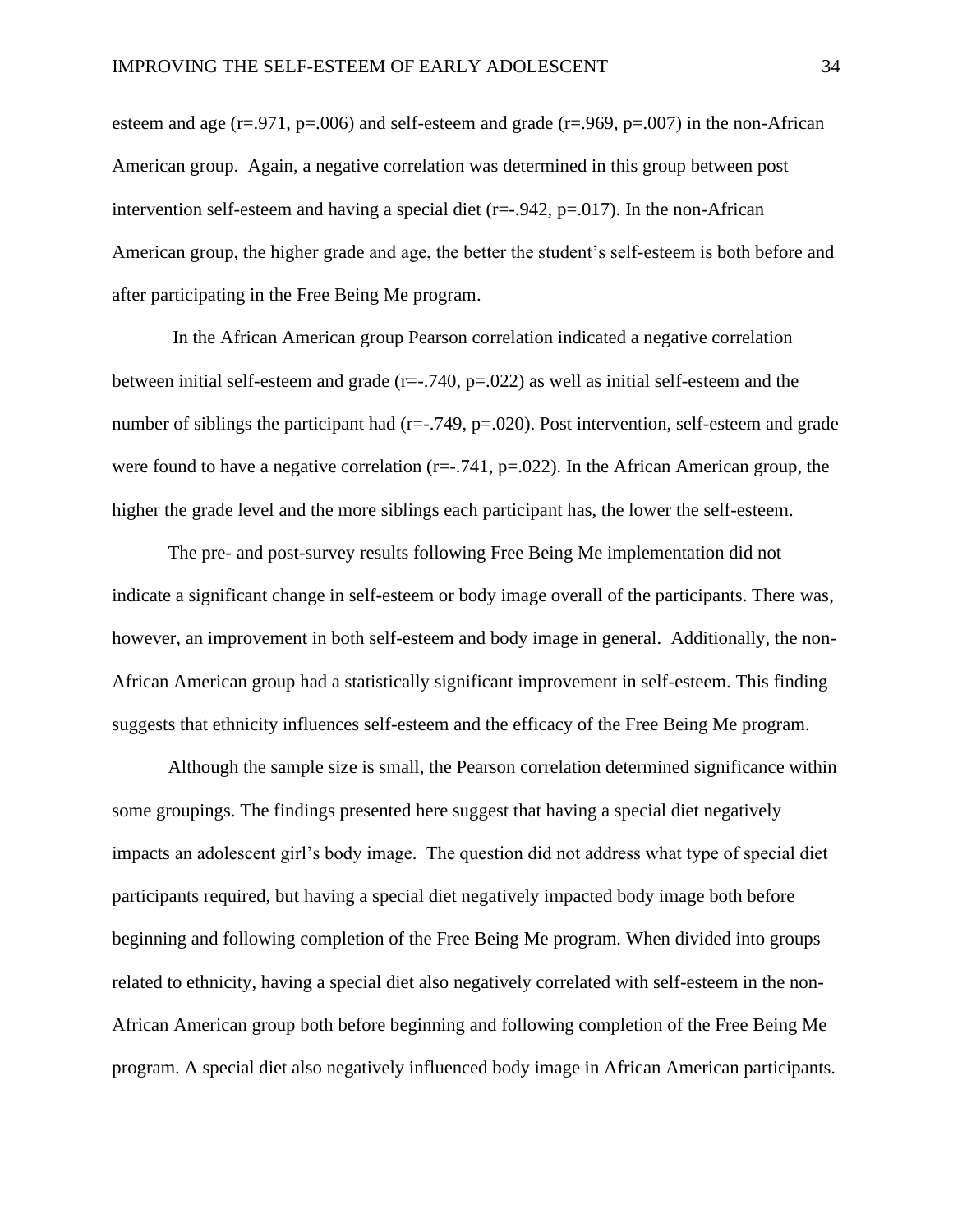esteem and age ($r=.971$, $p=.006$) and self-esteem and grade ($r=.969$, $p=.007$) in the non-African American group. Again, a negative correlation was determined in this group between post intervention self-esteem and having a special diet ($r=-.942$, $p=.017$). In the non-African American group, the higher grade and age, the better the student's self-esteem is both before and after participating in the Free Being Me program.

In the African American group Pearson correlation indicated a negative correlation between initial self-esteem and grade ($r=-.740$, $p=.022$) as well as initial self-esteem and the number of siblings the participant had ($r=-.749$, $p=.020$). Post intervention, self-esteem and grade were found to have a negative correlation ($r=-.741$, $p=.022$). In the African American group, the higher the grade level and the more siblings each participant has, the lower the self-esteem.

The pre- and post-survey results following Free Being Me implementation did not indicate a significant change in self-esteem or body image overall of the participants. There was, however, an improvement in both self-esteem and body image in general. Additionally, the non-African American group had a statistically significant improvement in self-esteem. This finding suggests that ethnicity influences self-esteem and the efficacy of the Free Being Me program.

Although the sample size is small, the Pearson correlation determined significance within some groupings. The findings presented here suggest that having a special diet negatively impacts an adolescent girl's body image. The question did not address what type of special diet participants required, but having a special diet negatively impacted body image both before beginning and following completion of the Free Being Me program. When divided into groups related to ethnicity, having a special diet also negatively correlated with self-esteem in the non-African American group both before beginning and following completion of the Free Being Me program. A special diet also negatively influenced body image in African American participants.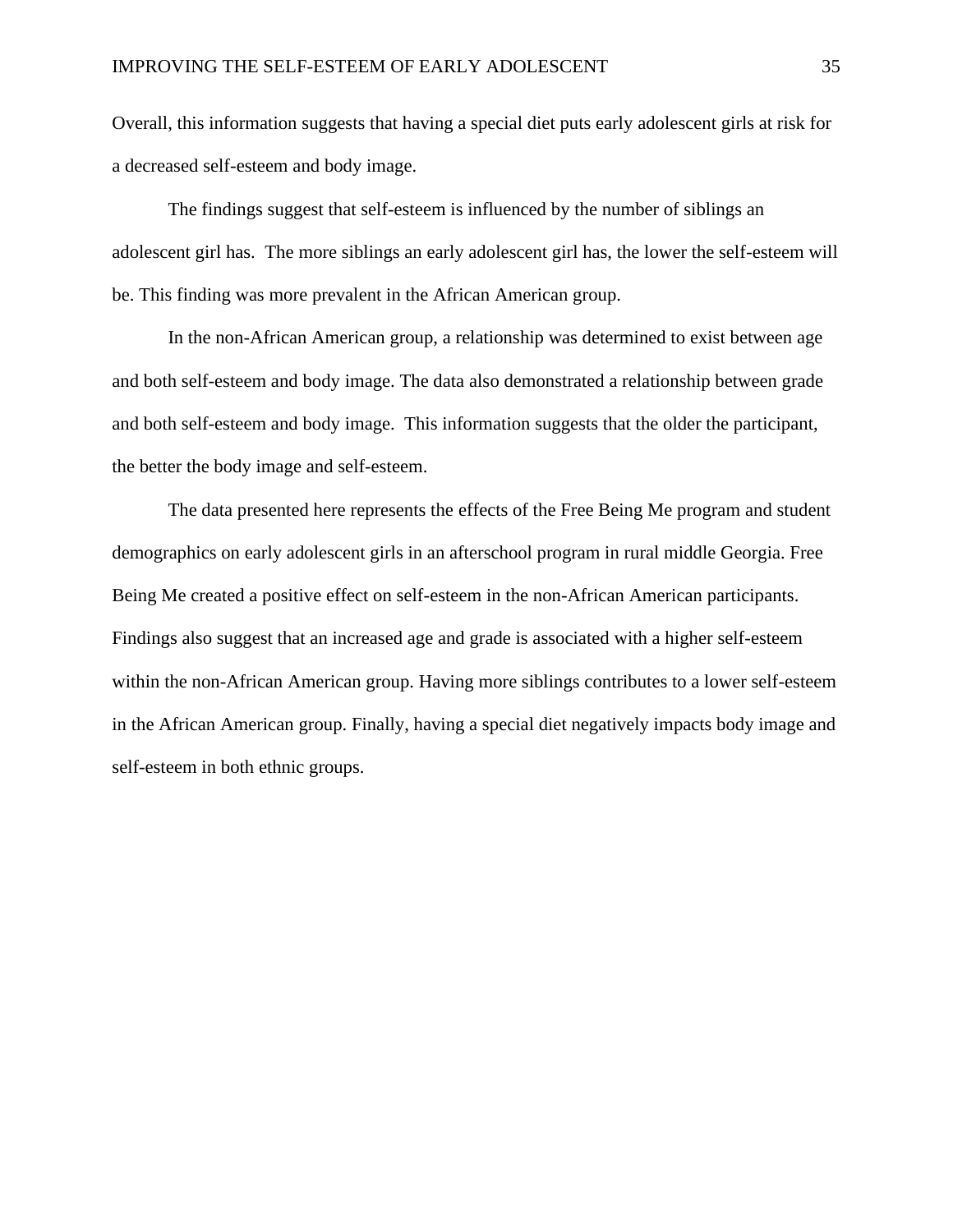Overall, this information suggests that having a special diet puts early adolescent girls at risk for a decreased self-esteem and body image.

The findings suggest that self-esteem is influenced by the number of siblings an adolescent girl has. The more siblings an early adolescent girl has, the lower the self-esteem will be. This finding was more prevalent in the African American group.

In the non-African American group, a relationship was determined to exist between age and both self-esteem and body image. The data also demonstrated a relationship between grade and both self-esteem and body image. This information suggests that the older the participant, the better the body image and self-esteem.

The data presented here represents the effects of the Free Being Me program and student demographics on early adolescent girls in an afterschool program in rural middle Georgia. Free Being Me created a positive effect on self-esteem in the non-African American participants. Findings also suggest that an increased age and grade is associated with a higher self-esteem within the non-African American group. Having more siblings contributes to a lower self-esteem in the African American group. Finally, having a special diet negatively impacts body image and self-esteem in both ethnic groups.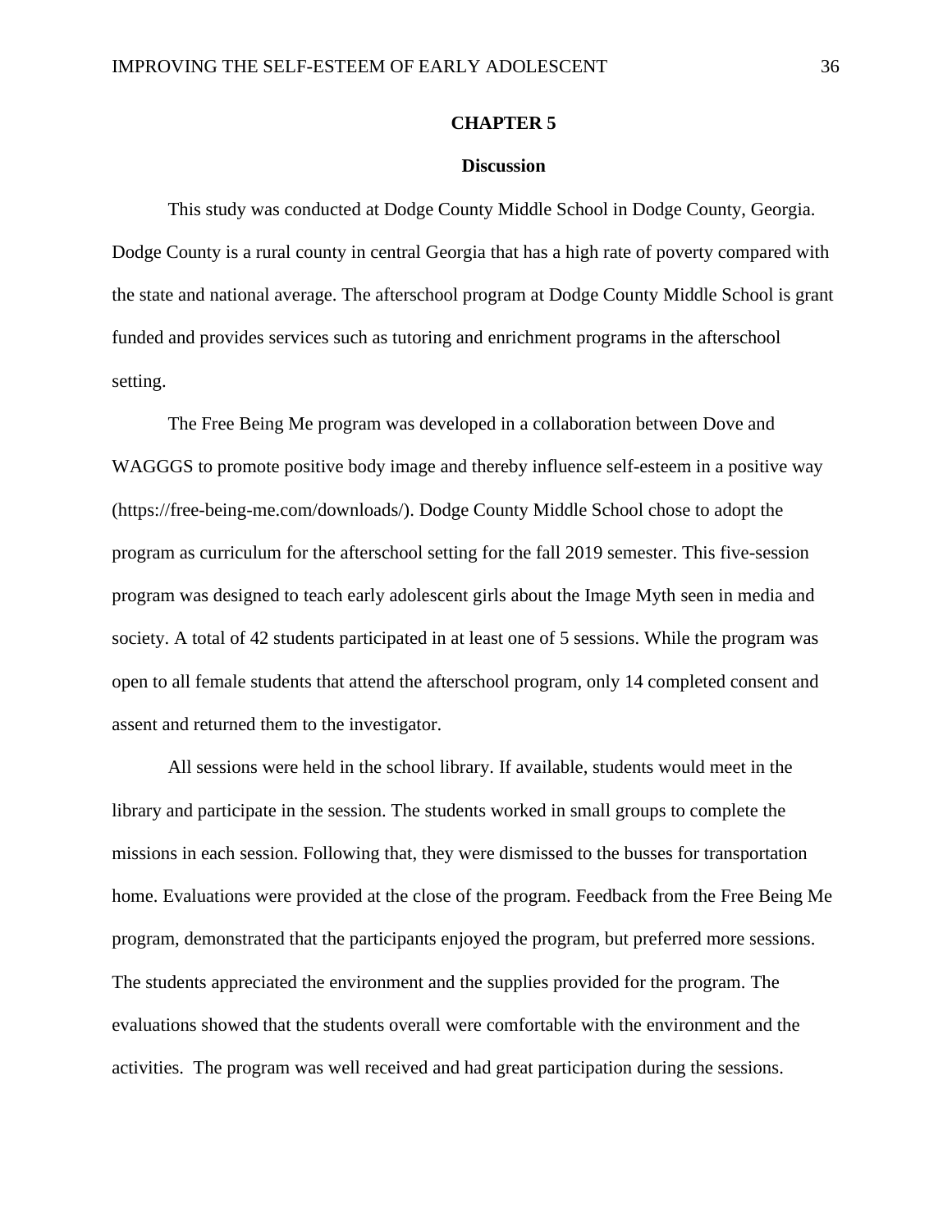# CHAPTER 5

## Discussion

This study was conducted at Dodge County Middle School in Dodge County, Georgia. Dodge County is a rural county in central Georgia that has a high rate of poverty compared with the state and national average. The afterschool program at Dodge County Middle School is grant funded and provides services such as tutoring and enrichment programs in the afterschool setting.

The Free Being Me program was developed in a collaboration between Dove and WAGGGS to promote positive body image and thereby influence self-esteem in a positive way (https://free-being-me.com/downloads/). Dodge County Middle School chose to adopt the program as curriculum for the afterschool setting for the fall 2019 semester. This five-session program was designed to teach early adolescent girls about the Image Myth seen in media and society. A total of 42 students participated in at least one of 5 sessions. While the program was open to all female students that attend the afterschool program, only 14 completed consent and assent and returned them to the investigator.

All sessions were held in the school library. If available, students would meet in the library and participate in the session. The students worked in small groups to complete the missions in each session. Following that, they were dismissed to the busses for transportation home. Evaluations were provided at the close of the program. Feedback from the Free Being Me program, demonstrated that the participants enjoyed the program, but preferred more sessions. The students appreciated the environment and the supplies provided for the program. The evaluations showed that the students overall were comfortable with the environment and the activities. The program was well received and had great participation during the sessions.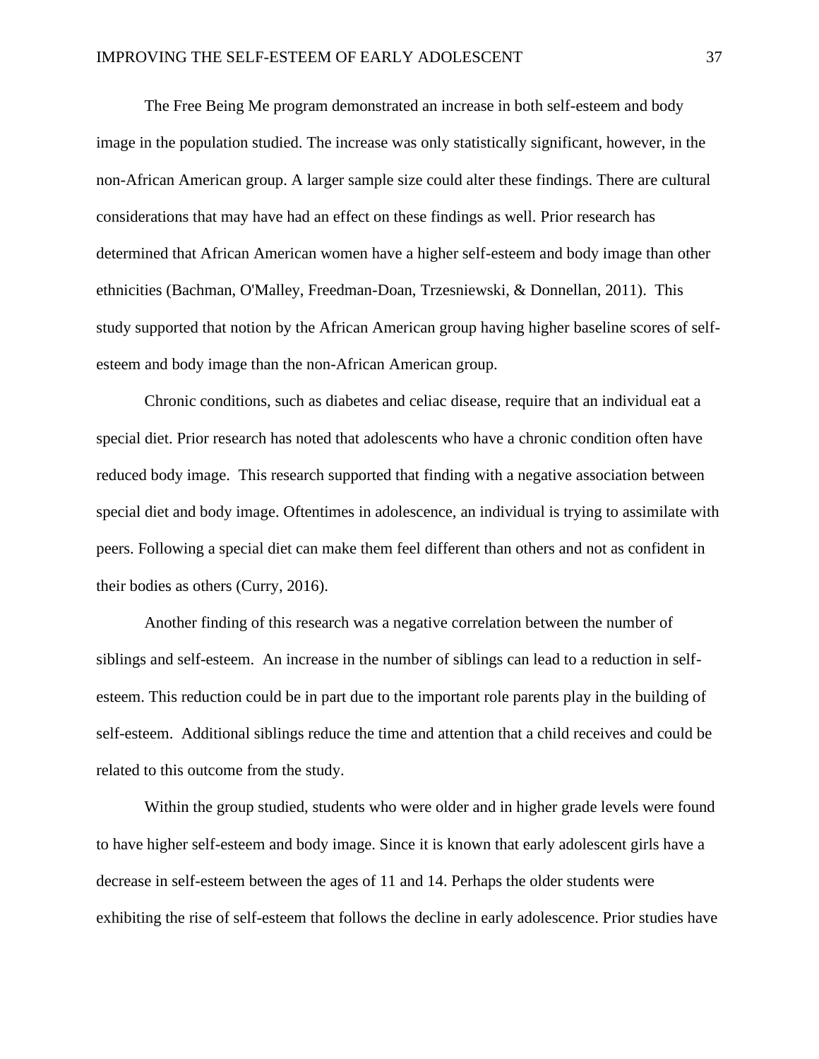The Free Being Me program demonstrated an increase in both self-esteem and body image in the population studied. The increase was only statistically significant, however, in the non-African American group. A larger sample size could alter these findings. There are cultural considerations that may have had an effect on these findings as well. Prior research has determined that African American women have a higher self-esteem and body image than other ethnicities (Bachman, O'Malley, Freedman-Doan, Trzesniewski, & Donnellan, 2011). This study supported that notion by the African American group having higher baseline scores of self-esteem and body image than the non-African American group.

Chronic conditions, such as diabetes and celiac disease, require that an individual eat a special diet. Prior research has noted that adolescents who have a chronic condition often have reduced body image. This research supported that finding with a negative association between special diet and body image. Oftentimes in adolescence, an individual is trying to assimilate with peers. Following a special diet can make them feel different than others and not as confident in their bodies as others (Curry, 2016).

Another finding of this research was a negative correlation between the number of siblings and self-esteem. An increase in the number of siblings can lead to a reduction in self-esteem. This reduction could be in part due to the important role parents play in the building of self-esteem. Additional siblings reduce the time and attention that a child receives and could be related to this outcome from the study.

Within the group studied, students who were older and in higher grade levels were found to have higher self-esteem and body image. Since it is known that early adolescent girls have a decrease in self-esteem between the ages of 11 and 14. Perhaps the older students were exhibiting the rise of self-esteem that follows the decline in early adolescence. Prior studies have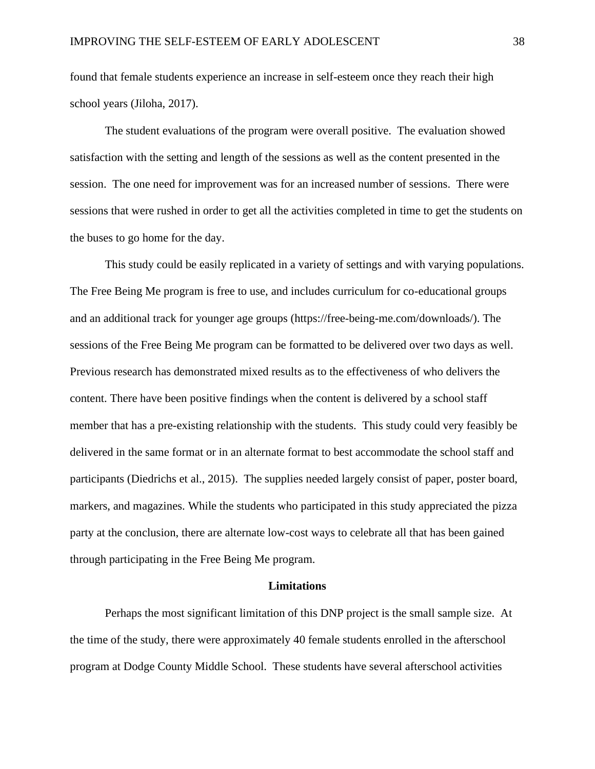found that female students experience an increase in self-esteem once they reach their high school years (Jiloha, 2017).

The student evaluations of the program were overall positive. The evaluation showed satisfaction with the setting and length of the sessions as well as the content presented in the session. The one need for improvement was for an increased number of sessions. There were sessions that were rushed in order to get all the activities completed in time to get the students on the buses to go home for the day.

This study could be easily replicated in a variety of settings and with varying populations. The Free Being Me program is free to use, and includes curriculum for co-educational groups and an additional track for younger age groups (https://free-being-me.com/downloads/). The sessions of the Free Being Me program can be formatted to be delivered over two days as well. Previous research has demonstrated mixed results as to the effectiveness of who delivers the content. There have been positive findings when the content is delivered by a school staff member that has a pre-existing relationship with the students. This study could very feasibly be delivered in the same format or in an alternate format to best accommodate the school staff and participants (Diedrichs et al., 2015). The supplies needed largely consist of paper, poster board, markers, and magazines. While the students who participated in this study appreciated the pizza party at the conclusion, there are alternate low-cost ways to celebrate all that has been gained through participating in the Free Being Me program.

## Limitations

Perhaps the most significant limitation of this DNP project is the small sample size. At the time of the study, there were approximately 40 female students enrolled in the afterschool program at Dodge County Middle School. These students have several afterschool activities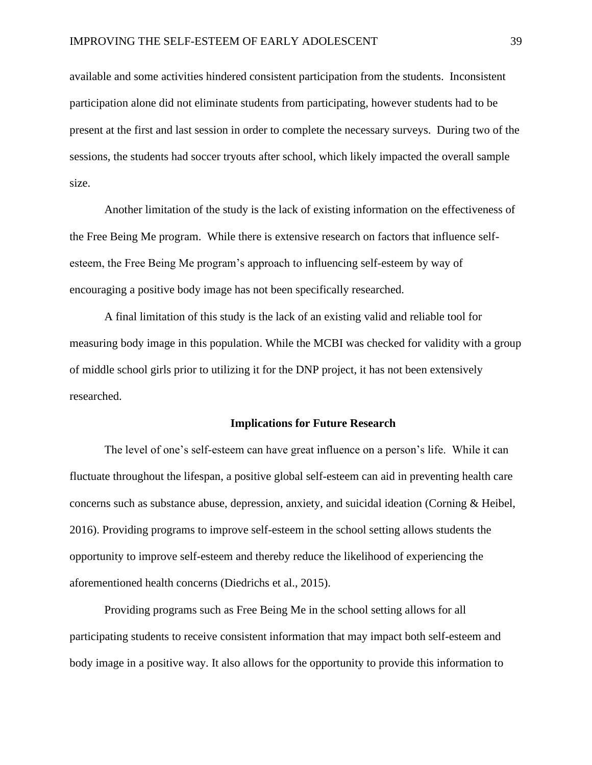available and some activities hindered consistent participation from the students. Inconsistent participation alone did not eliminate students from participating, however students had to be present at the first and last session in order to complete the necessary surveys. During two of the sessions, the students had soccer tryouts after school, which likely impacted the overall sample size.

Another limitation of the study is the lack of existing information on the effectiveness of the Free Being Me program. While there is extensive research on factors that influence self-esteem, the Free Being Me program's approach to influencing self-esteem by way of encouraging a positive body image has not been specifically researched.

A final limitation of this study is the lack of an existing valid and reliable tool for measuring body image in this population. While the MCBI was checked for validity with a group of middle school girls prior to utilizing it for the DNP project, it has not been extensively researched.

## Implications for Future Research

The level of one's self-esteem can have great influence on a person's life. While it can fluctuate throughout the lifespan, a positive global self-esteem can aid in preventing health care concerns such as substance abuse, depression, anxiety, and suicidal ideation (Corning & Heibel, 2016). Providing programs to improve self-esteem in the school setting allows students the opportunity to improve self-esteem and thereby reduce the likelihood of experiencing the aforementioned health concerns (Diedrichs et al., 2015).

Providing programs such as Free Being Me in the school setting allows for all participating students to receive consistent information that may impact both self-esteem and body image in a positive way. It also allows for the opportunity to provide this information to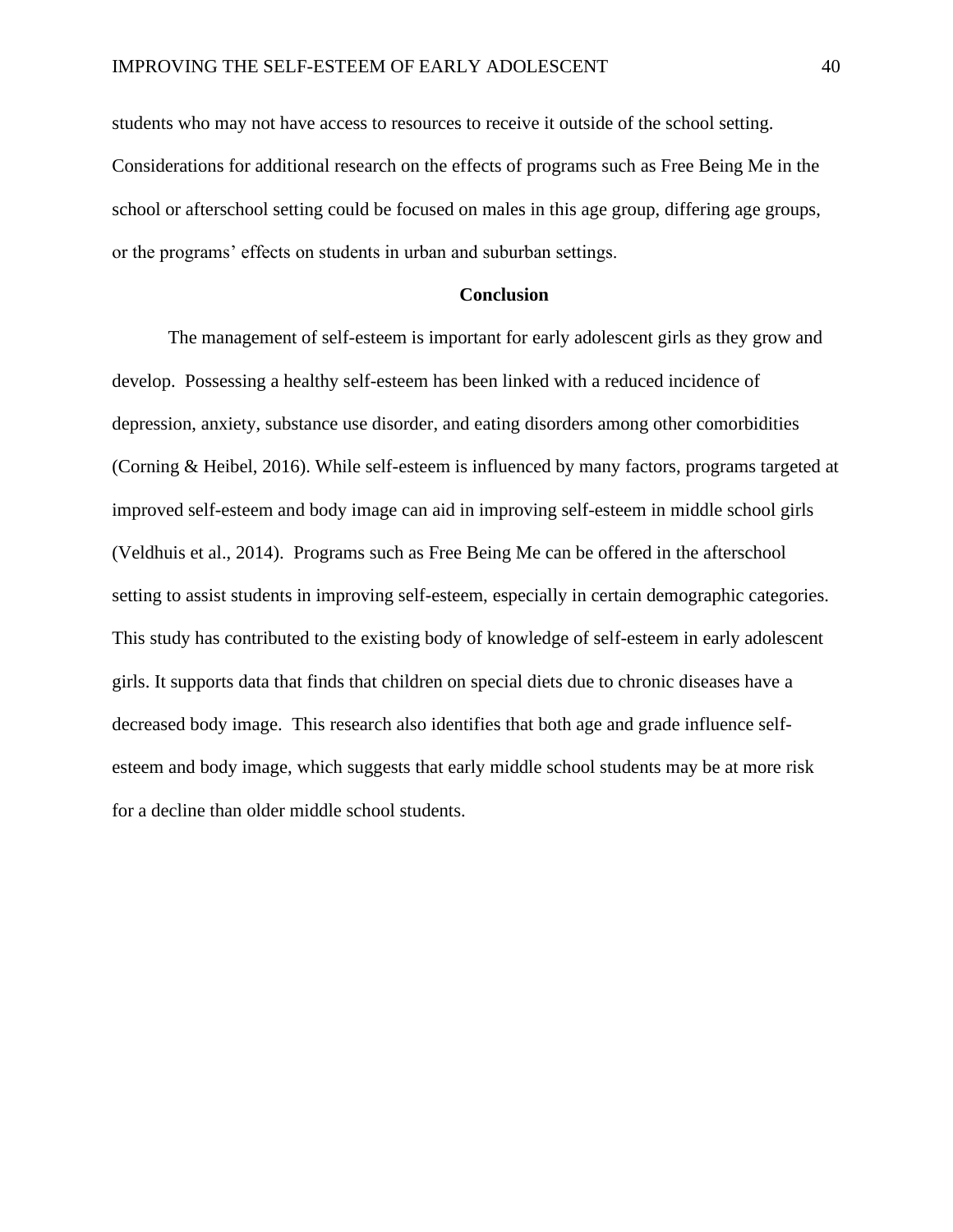students who may not have access to resources to receive it outside of the school setting. Considerations for additional research on the effects of programs such as Free Being Me in the school or afterschool setting could be focused on males in this age group, differing age groups, or the programs' effects on students in urban and suburban settings.

## Conclusion

The management of self-esteem is important for early adolescent girls as they grow and develop. Possessing a healthy self-esteem has been linked with a reduced incidence of depression, anxiety, substance use disorder, and eating disorders among other comorbidities (Corning & Heibel, 2016). While self-esteem is influenced by many factors, programs targeted at improved self-esteem and body image can aid in improving self-esteem in middle school girls (Veldhuis et al., 2014). Programs such as Free Being Me can be offered in the afterschool setting to assist students in improving self-esteem, especially in certain demographic categories. This study has contributed to the existing body of knowledge of self-esteem in early adolescent girls. It supports data that finds that children on special diets due to chronic diseases have a decreased body image. This research also identifies that both age and grade influence self-esteem and body image, which suggests that early middle school students may be at more risk for a decline than older middle school students.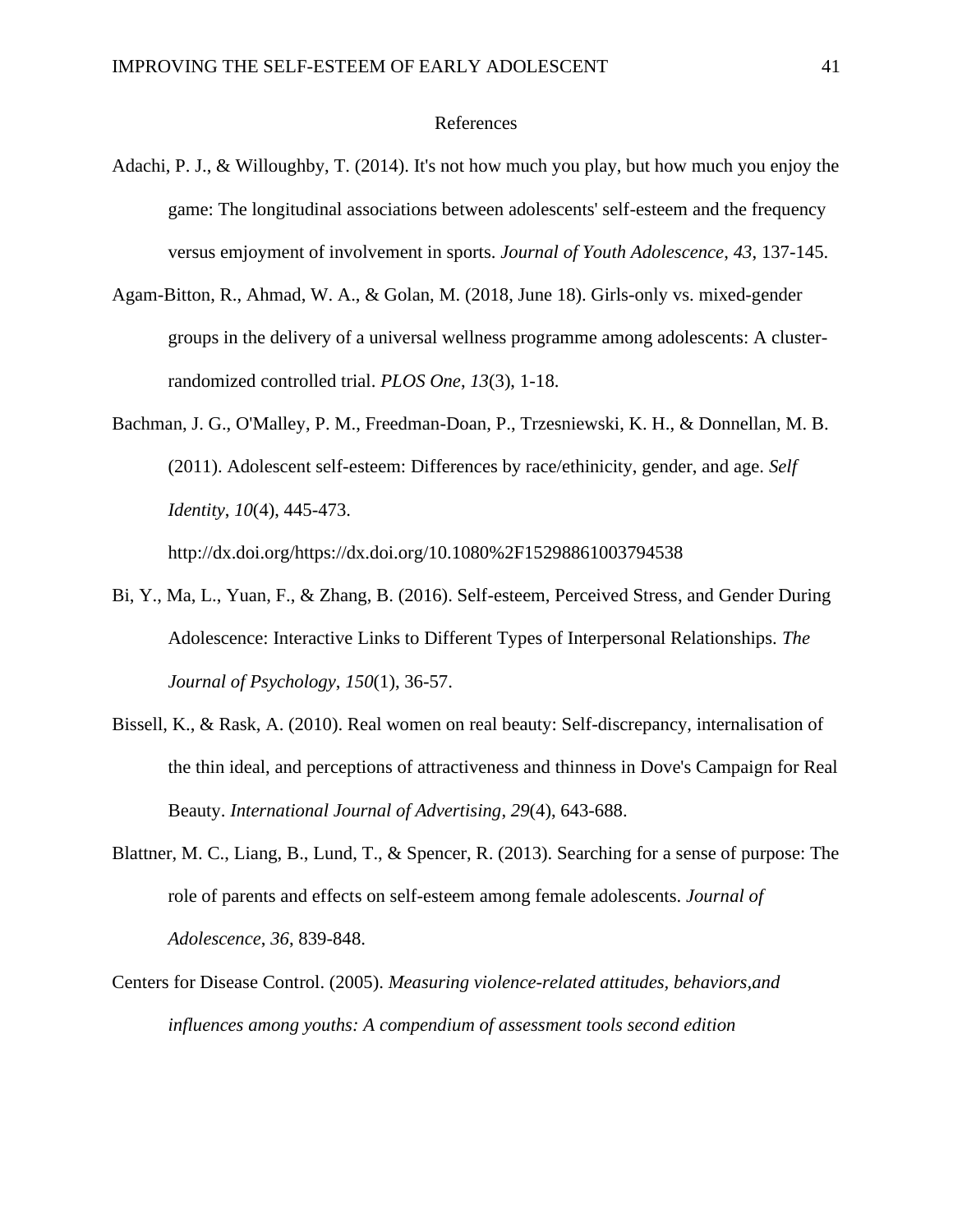# References

Adachi, P. J., & Willoughby, T. (2014). It's not how much you play, but how much you enjoy the game: The longitudinal associations between adolescents' self-esteem and the frequency versus emjoyment of involvement in sports. *Journal of Youth Adolescence*, *43*, 137-145.

Agam-Bitton, R., Ahmad, W. A., & Golan, M. (2018, June 18). Girls-only vs. mixed-gender groups in the delivery of a universal wellness programme among adolescents: A cluster-randomized controlled trial. *PLOS One*, *13*(3), 1-18.

Bachman, J. G., O'Malley, P. M., Freedman-Doan, P., Trzesniewski, K. H., & Donnellan, M. B. (2011). Adolescent self-esteem: Differences by race/ethinicity, gender, and age. *Self Identity*, *10*(4), 445-473. http://dx.doi.org/https://dx.doi.org/10.1080%2F15298861003794538

Bi, Y., Ma, L., Yuan, F., & Zhang, B. (2016). Self-esteem, Perceived Stress, and Gender During Adolescence: Interactive Links to Different Types of Interpersonal Relationships. *The Journal of Psychology*, *150*(1), 36-57.

Bissell, K., & Rask, A. (2010). Real women on real beauty: Self-discrepancy, internalisation of the thin ideal, and perceptions of attractiveness and thinness in Dove's Campaign for Real Beauty. *International Journal of Advertising*, *29*(4), 643-688.

Blattner, M. C., Liang, B., Lund, T., & Spencer, R. (2013). Searching for a sense of purpose: The role of parents and effects on self-esteem among female adolescents. *Journal of Adolescence*, *36*, 839-848.

Centers for Disease Control. (2005). *Measuring violence-related attitudes, behaviors,and influences among youths: A compendium of assessment tools second edition*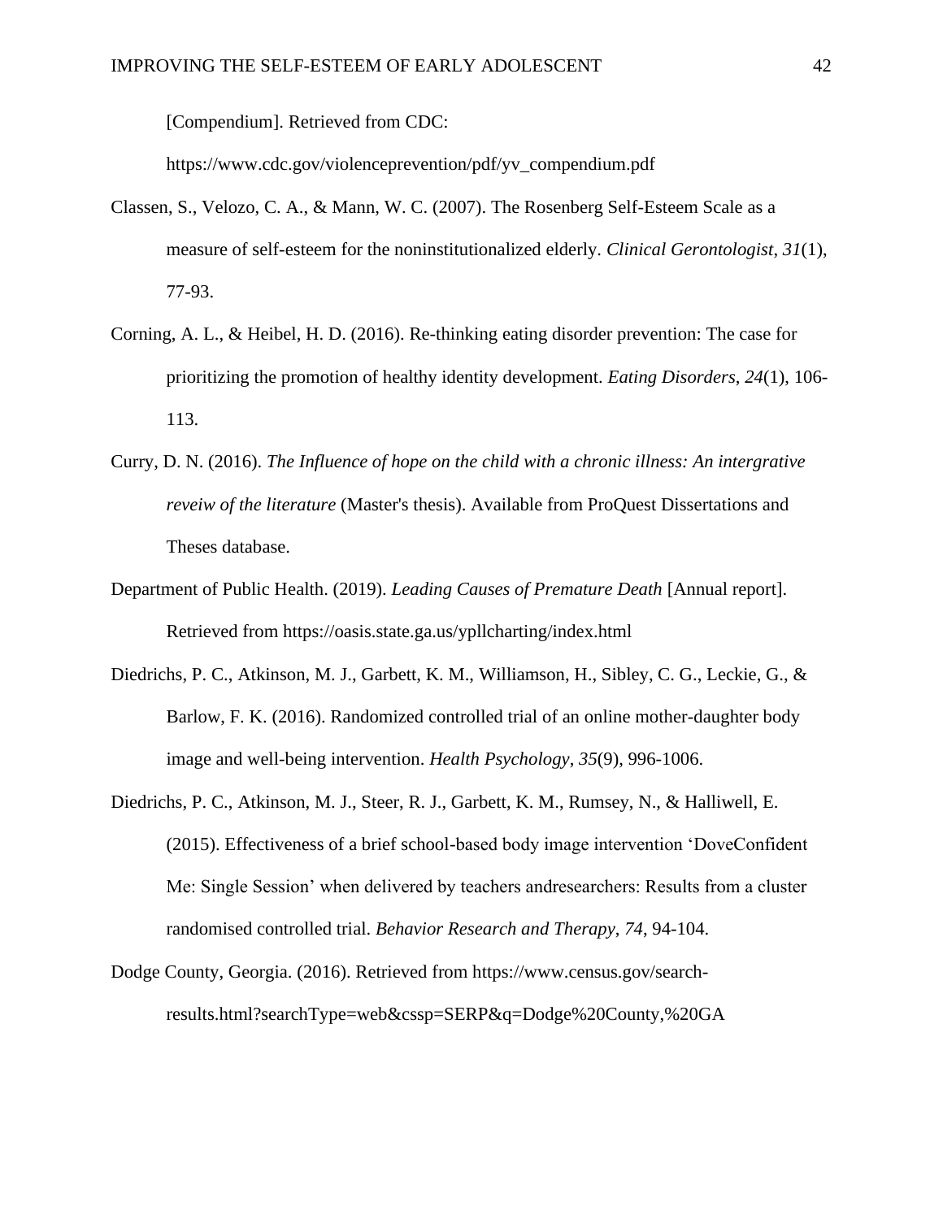[Compendium]. Retrieved from CDC: https://www.cdc.gov/violenceprevention/pdf/yv_compendium.pdf

Classen, S., Velozo, C. A., & Mann, W. C. (2007). The Rosenberg Self-Esteem Scale as a measure of self-esteem for the noninstitutionalized elderly. *Clinical Gerontologist*, *31*(1), 77-93.

Corning, A. L., & Heibel, H. D. (2016). Re-thinking eating disorder prevention: The case for prioritizing the promotion of healthy identity development. *Eating Disorders*, *24*(1), 106-113.

Curry, D. N. (2016). *The Influence of hope on the child with a chronic illness: An intergrative reveiw of the literature* (Master's thesis). Available from ProQuest Dissertations and Theses database.

Department of Public Health. (2019). *Leading Causes of Premature Death* [Annual report]. Retrieved from https://oasis.state.ga.us/ypllcharting/index.html

Diedrichs, P. C., Atkinson, M. J., Garbett, K. M., Williamson, H., Sibley, C. G., Leckie, G., & Barlow, F. K. (2016). Randomized controlled trial of an online mother-daughter body image and well-being intervention. *Health Psychology*, *35*(9), 996-1006.

Diedrichs, P. C., Atkinson, M. J., Steer, R. J., Garbett, K. M., Rumsey, N., & Halliwell, E. (2015). Effectiveness of a brief school-based body image intervention 'DoveConfident Me: Single Session' when delivered by teachers andresearchers: Results from a cluster randomised controlled trial. *Behavior Research and Therapy*, *74*, 94-104.

Dodge County, Georgia. (2016). Retrieved from https://www.census.gov/search-results.html?searchType=web&cssp=SERP&q=Dodge%20County,%20GA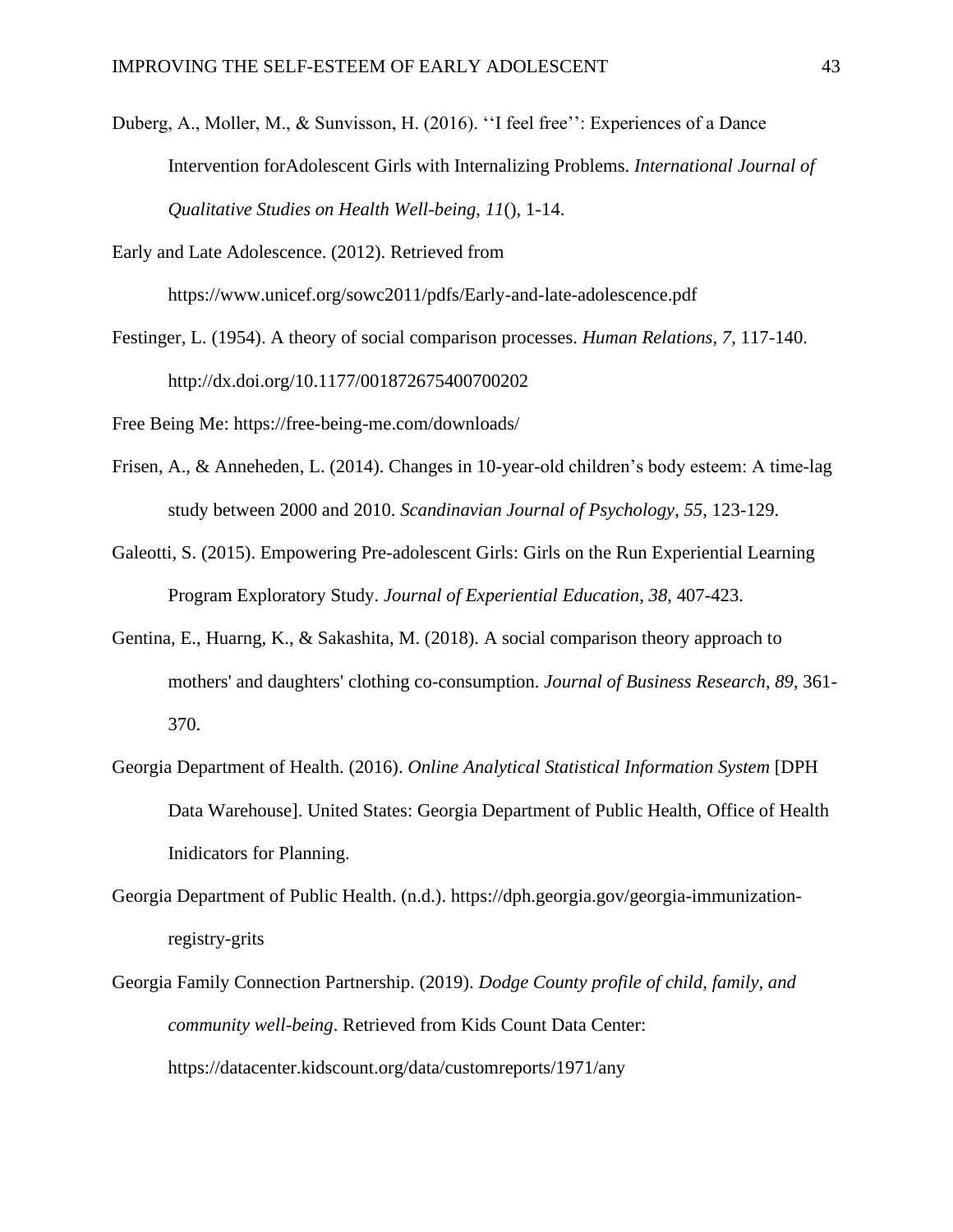Duberg, A., Moller, M., & Sunvisson, H. (2016). ‘‘I feel free’’: Experiences of a Dance Intervention forAdolescent Girls with Internalizing Problems. *International Journal of Qualitative Studies on Health Well-being*, *11*(), 1-14.

Early and Late Adolescence. (2012). Retrieved from https://www.unicef.org/sowc2011/pdfs/Early-and-late-adolescence.pdf

Festinger, L. (1954). A theory of social comparison processes. *Human Relations*, *7*, 117-140. http://dx.doi.org/10.1177/001872675400700202

Free Being Me: https://free-being-me.com/downloads/

Frisen, A., & Anneheden, L. (2014). Changes in 10-year-old children’s body esteem: A time-lag study between 2000 and 2010. *Scandinavian Journal of Psychology*, *55*, 123-129.

Galeotti, S. (2015). Empowering Pre-adolescent Girls: Girls on the Run Experiential Learning Program Exploratory Study. *Journal of Experiential Education*, *38*, 407-423.

Gentina, E., Huarng, K., & Sakashita, M. (2018). A social comparison theory approach to mothers' and daughters' clothing co-consumption. *Journal of Business Research*, *89*, 361-370.

Georgia Department of Health. (2016). *Online Analytical Statistical Information System* [DPH Data Warehouse]. United States: Georgia Department of Public Health, Office of Health Inidicators for Planning.

Georgia Department of Public Health. (n.d.). https://dph.georgia.gov/georgia-immunization-registry-grits

Georgia Family Connection Partnership. (2019). *Dodge County profile of child, family, and community well-being*. Retrieved from Kids Count Data Center: https://datacenter.kidscount.org/data/customreports/1971/any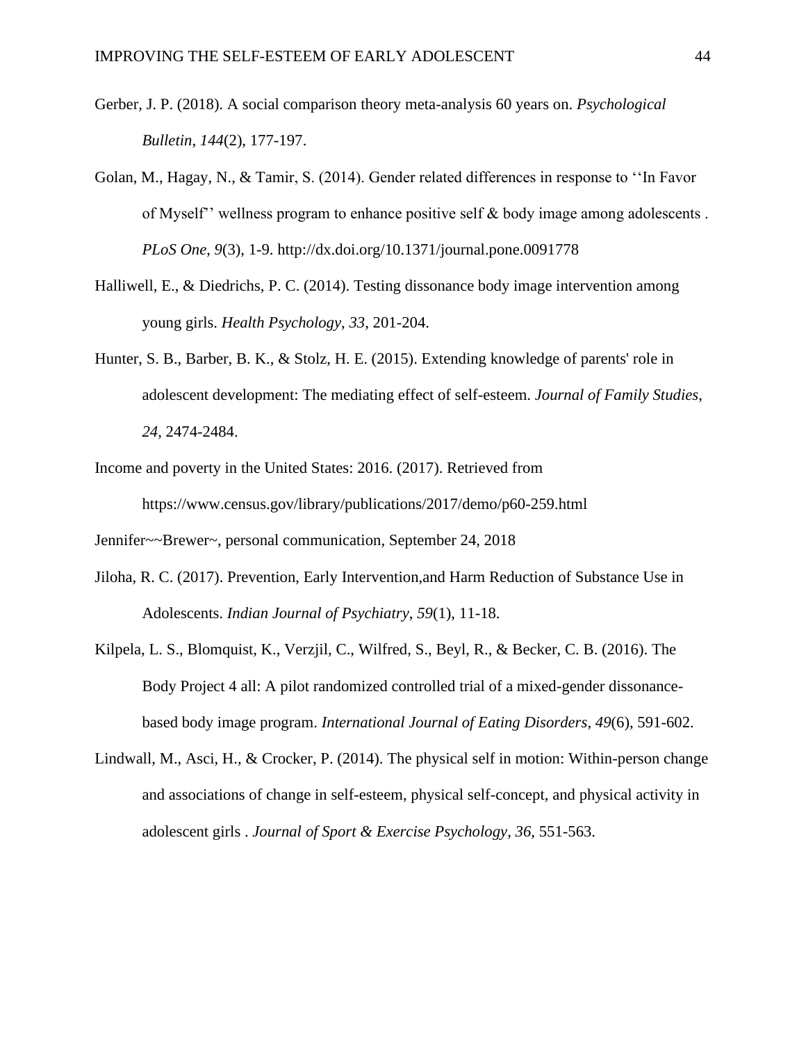Gerber, J. P. (2018). A social comparison theory meta-analysis 60 years on. *Psychological Bulletin*, *144*(2), 177-197.

Golan, M., Hagay, N., & Tamir, S. (2014). Gender related differences in response to ''In Favor of Myself'' wellness program to enhance positive self & body image among adolescents . *PLoS One*, *9*(3), 1-9. http://dx.doi.org/10.1371/journal.pone.0091778

Halliwell, E., & Diedrichs, P. C. (2014). Testing dissonance body image intervention among young girls. *Health Psychology*, *33*, 201-204.

Hunter, S. B., Barber, B. K., & Stolz, H. E. (2015). Extending knowledge of parents' role in adolescent development: The mediating effect of self-esteem. *Journal of Family Studies*, *24*, 2474-2484.

Income and poverty in the United States: 2016. (2017). Retrieved from https://www.census.gov/library/publications/2017/demo/p60-259.html

Jennifer~~Brewer~, personal communication, September 24, 2018

Jiloha, R. C. (2017). Prevention, Early Intervention,and Harm Reduction of Substance Use in Adolescents. *Indian Journal of Psychiatry*, *59*(1), 11-18.

Kilpela, L. S., Blomquist, K., Verzjil, C., Wilfred, S., Beyl, R., & Becker, C. B. (2016). The Body Project 4 all: A pilot randomized controlled trial of a mixed-gender dissonance-based body image program. *International Journal of Eating Disorders*, *49*(6), 591-602.

Lindwall, M., Asci, H., & Crocker, P. (2014). The physical self in motion: Within-person change and associations of change in self-esteem, physical self-concept, and physical activity in adolescent girls . *Journal of Sport & Exercise Psychology*, *36*, 551-563.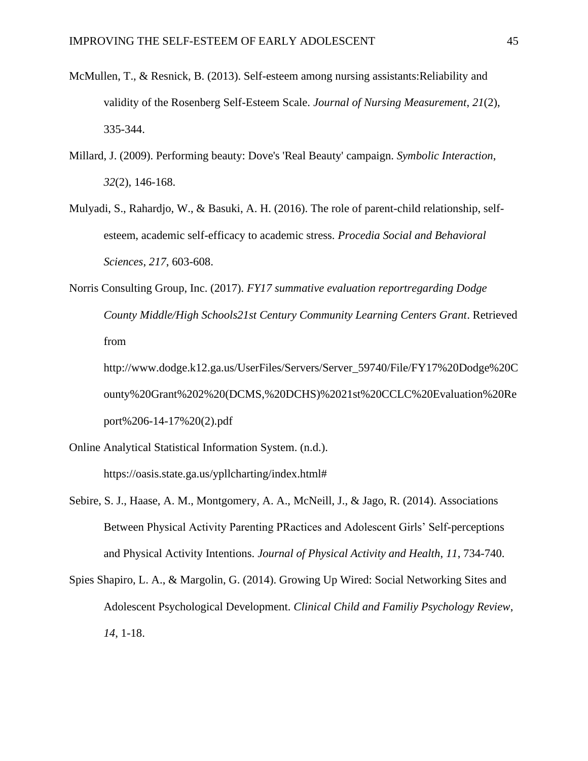McMullen, T., & Resnick, B. (2013). Self-esteem among nursing assistants:Reliability and validity of the Rosenberg Self-Esteem Scale. *Journal of Nursing Measurement*, *21*(2), 335-344.

Millard, J. (2009). Performing beauty: Dove's 'Real Beauty' campaign. *Symbolic Interaction*, *32*(2), 146-168.

Mulyadi, S., Rahardjo, W., & Basuki, A. H. (2016). The role of parent-child relationship, self-esteem, academic self-efficacy to academic stress. *Procedia Social and Behavioral Sciences*, *217*, 603-608.

Norris Consulting Group, Inc. (2017). *FY17 summative evaluation reportregarding Dodge County Middle/High Schools21st Century Community Learning Centers Grant*. Retrieved from http://www.dodge.k12.ga.us/UserFiles/Servers/Server_59740/File/FY17%20Dodge%20County%20Grant%202%20(DCMS,%20DCHS)%2021st%20CCLC%20Evaluation%20Report%206-14-17%20(2).pdf

Online Analytical Statistical Information System. (n.d.). https://oasis.state.ga.us/ypllcharting/index.html#

Sebire, S. J., Haase, A. M., Montgomery, A. A., McNeill, J., & Jago, R. (2014). Associations Between Physical Activity Parenting PRactices and Adolescent Girls' Self-perceptions and Physical Activity Intentions. *Journal of Physical Activity and Health*, *11*, 734-740.

Spies Shapiro, L. A., & Margolin, G. (2014). Growing Up Wired: Social Networking Sites and Adolescent Psychological Development. *Clinical Child and Familiy Psychology Review*, *14*, 1-18.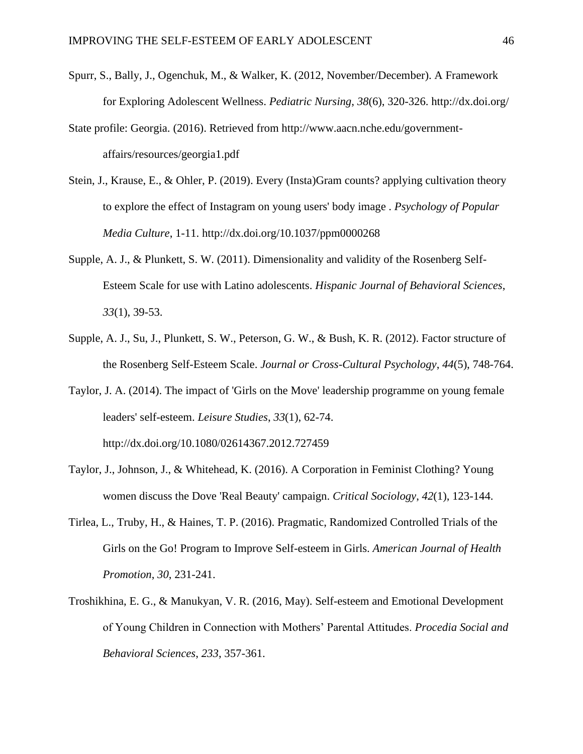Spurr, S., Bally, J., Ogenchuk, M., & Walker, K. (2012, November/December). A Framework for Exploring Adolescent Wellness. *Pediatric Nursing*, *38*(6), 320-326. http://dx.doi.org/

State profile: Georgia. (2016). Retrieved from http://www.aacn.nche.edu/government-affairs/resources/georgia1.pdf

Stein, J., Krause, E., & Ohler, P. (2019). Every (Insta)Gram counts? applying cultivation theory to explore the effect of Instagram on young users' body image . *Psychology of Popular Media Culture*, 1-11. http://dx.doi.org/10.1037/ppm0000268

Supple, A. J., & Plunkett, S. W. (2011). Dimensionality and validity of the Rosenberg Self-Esteem Scale for use with Latino adolescents. *Hispanic Journal of Behavioral Sciences*, *33*(1), 39-53.

Supple, A. J., Su, J., Plunkett, S. W., Peterson, G. W., & Bush, K. R. (2012). Factor structure of the Rosenberg Self-Esteem Scale. *Journal or Cross-Cultural Psychology*, *44*(5), 748-764.

Taylor, J. A. (2014). The impact of 'Girls on the Move' leadership programme on young female leaders' self-esteem. *Leisure Studies*, *33*(1), 62-74. http://dx.doi.org/10.1080/02614367.2012.727459

Taylor, J., Johnson, J., & Whitehead, K. (2016). A Corporation in Feminist Clothing? Young women discuss the Dove 'Real Beauty' campaign. *Critical Sociology*, *42*(1), 123-144.

Tirlea, L., Truby, H., & Haines, T. P. (2016). Pragmatic, Randomized Controlled Trials of the Girls on the Go! Program to Improve Self-esteem in Girls. *American Journal of Health Promotion*, *30*, 231-241.

Troshikhina, E. G., & Manukyan, V. R. (2016, May). Self-esteem and Emotional Development of Young Children in Connection with Mothers' Parental Attitudes. *Procedia Social and Behavioral Sciences*, *233*, 357-361.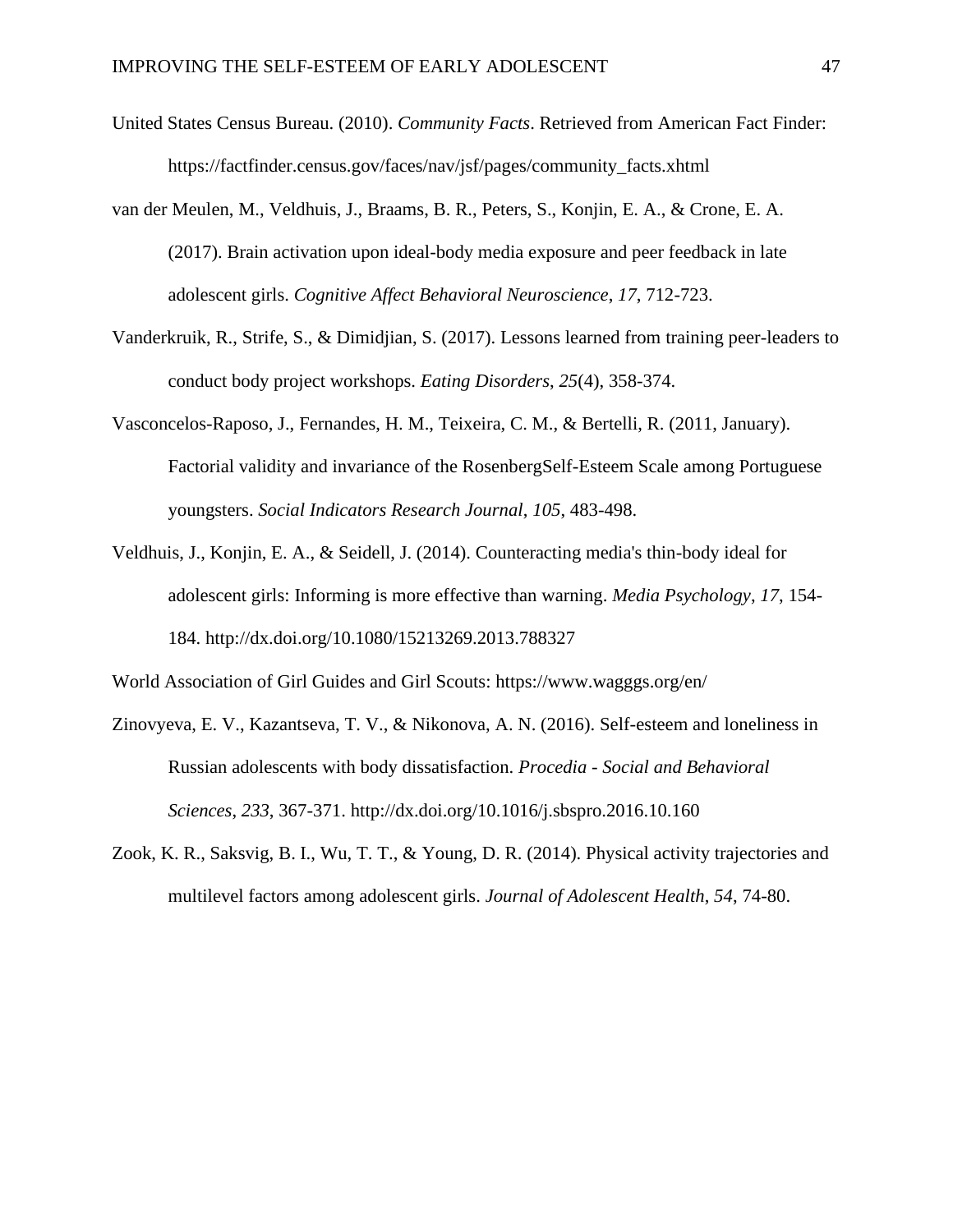United States Census Bureau. (2010). *Community Facts*. Retrieved from American Fact Finder: https://factfinder.census.gov/faces/nav/jsf/pages/community_facts.xhtml

van der Meulen, M., Veldhuis, J., Braams, B. R., Peters, S., Konjin, E. A., & Crone, E. A. (2017). Brain activation upon ideal-body media exposure and peer feedback in late adolescent girls. *Cognitive Affect Behavioral Neuroscience*, *17*, 712-723.

Vanderkruik, R., Strife, S., & Dimidjian, S. (2017). Lessons learned from training peer-leaders to conduct body project workshops. *Eating Disorders*, *25*(4), 358-374.

Vasconcelos-Raposo, J., Fernandes, H. M., Teixeira, C. M., & Bertelli, R. (2011, January). Factorial validity and invariance of the RosenbergSelf-Esteem Scale among Portuguese youngsters. *Social Indicators Research Journal*, *105*, 483-498.

Veldhuis, J., Konjin, E. A., & Seidell, J. (2014). Counteracting media's thin-body ideal for adolescent girls: Informing is more effective than warning. *Media Psychology*, *17*, 154-184. http://dx.doi.org/10.1080/15213269.2013.788327

World Association of Girl Guides and Girl Scouts: https://www.wagggs.org/en/

Zinovyeva, E. V., Kazantseva, T. V., & Nikonova, A. N. (2016). Self-esteem and loneliness in Russian adolescents with body dissatisfaction. *Procedia - Social and Behavioral Sciences*, *233*, 367-371. http://dx.doi.org/10.1016/j.sbspro.2016.10.160

Zook, K. R., Saksvig, B. I., Wu, T. T., & Young, D. R. (2014). Physical activity trajectories and multilevel factors among adolescent girls. *Journal of Adolescent Health*, *54*, 74-80.